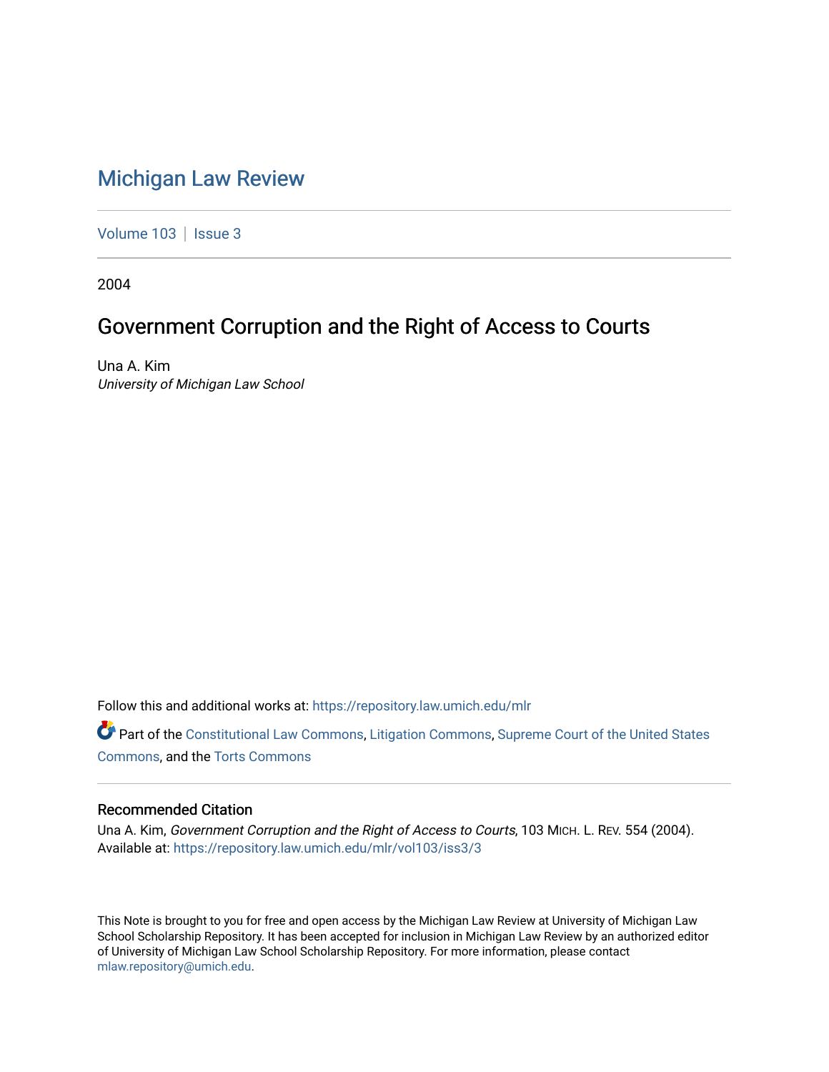# Michigan Law Review

Volume 103 | Issue 3

2004

## Government Corruption and the Right of Access to Courts

Una A. Kim
*University of Michigan Law School*

Follow this and additional works at: https://repository.law.umich.edu/mlr

Part of the Constitutional Law Commons, Litigation Commons, Supreme Court of the United States Commons, and the Torts Commons

### Recommended Citation

Una A. Kim, *Government Corruption and the Right of Access to Courts*, 103 MICH. L. REV. 554 (2004).
Available at: https://repository.law.umich.edu/mlr/vol103/iss3/3

This Note is brought to you for free and open access by the Michigan Law Review at University of Michigan Law School Scholarship Repository. It has been accepted for inclusion in Michigan Law Review by an authorized editor of University of Michigan Law School Scholarship Repository. For more information, please contact mlaw.repository@umich.edu.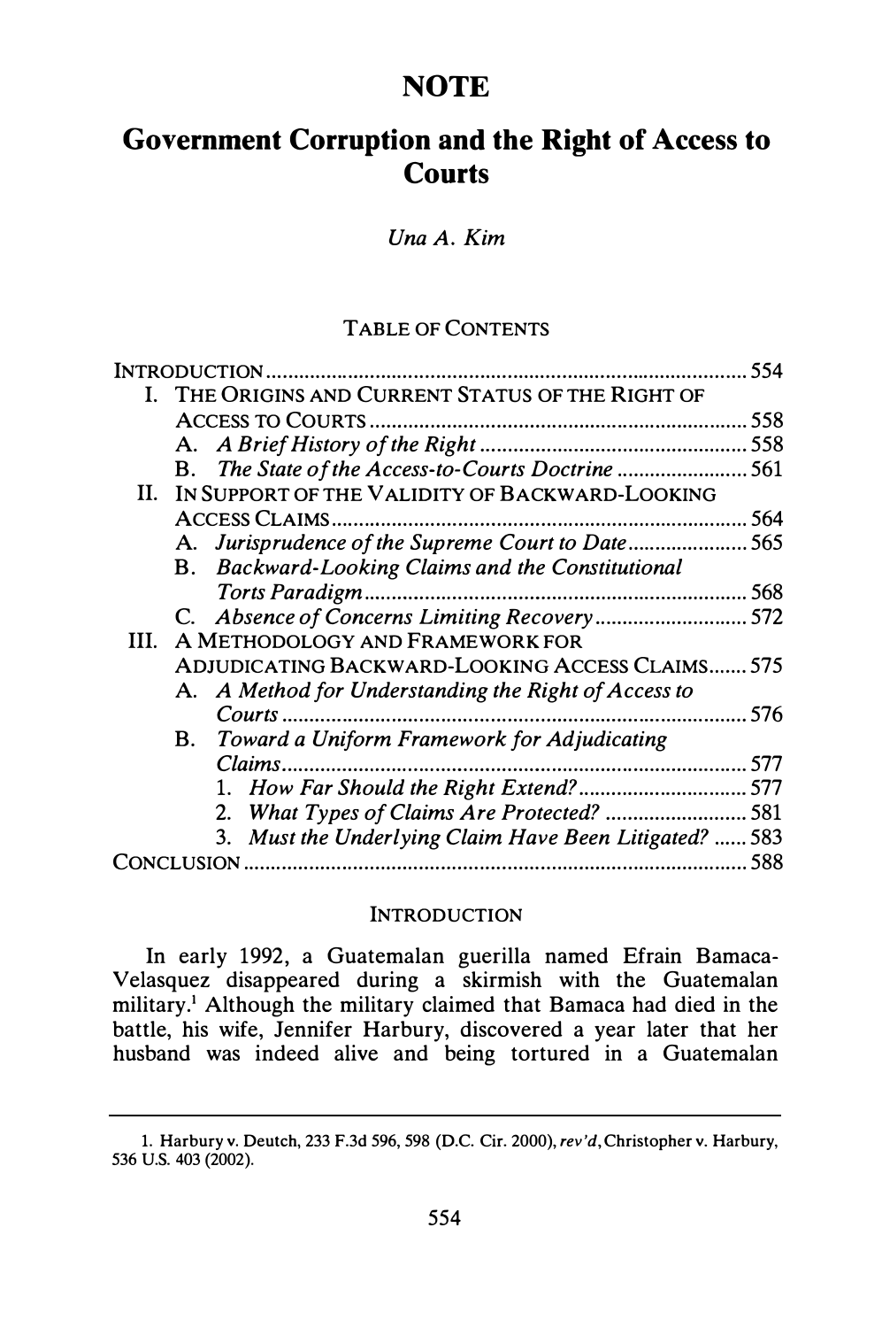# NOTE

# Government Corruption and the Right of Access to Courts

*Una A. Kim*

TABLE OF CONTENTS

| | |
|---|---|
| INTRODUCTION | 554 |
| I. THE ORIGINS AND CURRENT STATUS OF THE RIGHT OF ACCESS TO COURTS | 558 |
| A. *A Brief History of the Right* | 558 |
| B. *The State of the Access-to-Courts Doctrine* | 561 |
| II. IN SUPPORT OF THE VALIDITY OF BACKWARD-LOOKING ACCESS CLAIMS | 564 |
| A. *Jurisprudence of the Supreme Court to Date* | 565 |
| B. *Backward-Looking Claims and the Constitutional Torts Paradigm* | 568 |
| C. *Absence of Concerns Limiting Recovery* | 572 |
| III. A METHODOLOGY AND FRAMEWORK FOR ADJUDICATING BACKWARD-LOOKING ACCESS CLAIMS | 575 |
| A. *A Method for Understanding the Right of Access to Courts* | 576 |
| B. *Toward a Uniform Framework for Adjudicating Claims* | 577 |
| 1. *How Far Should the Right Extend?* | 577 |
| 2. *What Types of Claims Are Protected?* | 581 |
| 3. *Must the Underlying Claim Have Been Litigated?* | 583 |
| CONCLUSION | 588 |

## INTRODUCTION

In early 1992, a Guatemalan guerilla named Efrain Bamaca-Velasquez disappeared during a skirmish with the Guatemalan military.[1] Although the military claimed that Bamaca had died in the battle, his wife, Jennifer Harbury, discovered a year later that her husband was indeed alive and being tortured in a Guatemalan

1. Harbury v. Deutch, 233 F.3d 596, 598 (D.C. Cir. 2000), *rev'd*, Christopher v. Harbury, 536 U.S. 403 (2002).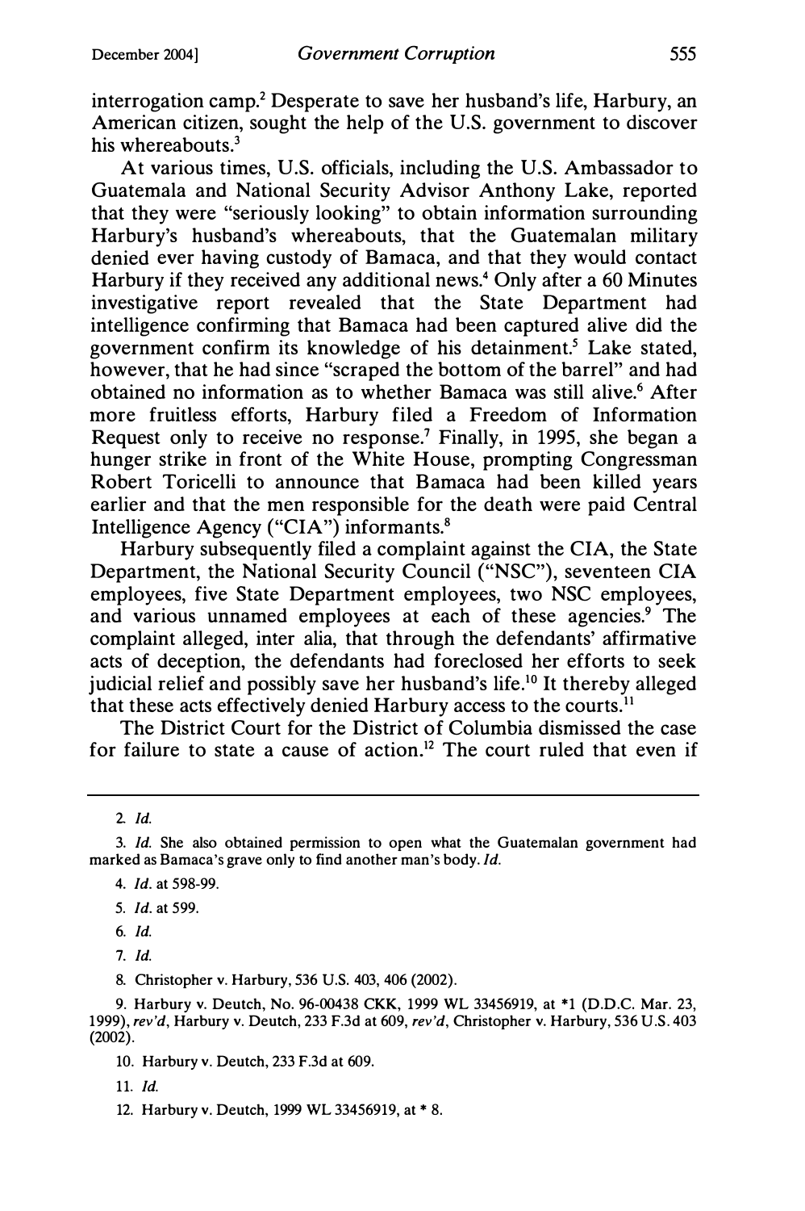interrogation camp.[2] Desperate to save her husband's life, Harbury, an American citizen, sought the help of the U.S. government to discover his whereabouts.[3]

At various times, U.S. officials, including the U.S. Ambassador to Guatemala and National Security Advisor Anthony Lake, reported that they were "seriously looking" to obtain information surrounding Harbury's husband's whereabouts, that the Guatemalan military denied ever having custody of Bamaca, and that they would contact Harbury if they received any additional news.[4] Only after a 60 Minutes investigative report revealed that the State Department had intelligence confirming that Bamaca had been captured alive did the government confirm its knowledge of his detainment.[5] Lake stated, however, that he had since "scraped the bottom of the barrel" and had obtained no information as to whether Bamaca was still alive.[6] After more fruitless efforts, Harbury filed a Freedom of Information Request only to receive no response.[7] Finally, in 1995, she began a hunger strike in front of the White House, prompting Congressman Robert Toricelli to announce that Bamaca had been killed years earlier and that the men responsible for the death were paid Central Intelligence Agency ("CIA") informants.[8]

Harbury subsequently filed a complaint against the CIA, the State Department, the National Security Council ("NSC"), seventeen CIA employees, five State Department employees, two NSC employees, and various unnamed employees at each of these agencies.[9] The complaint alleged, inter alia, that through the defendants' affirmative acts of deception, the defendants had foreclosed her efforts to seek judicial relief and possibly save her husband's life.[10] It thereby alleged that these acts effectively denied Harbury access to the courts.[11]

The District Court for the District of Columbia dismissed the case for failure to state a cause of action.[12] The court ruled that even if

---

2. *Id.*

3. *Id.* She also obtained permission to open what the Guatemalan government had marked as Bamaca's grave only to find another man's body. *Id.*

4. *Id.* at 598-99.

5. *Id.* at 599.

6. *Id.*

7. *Id.*

8. Christopher v. Harbury, 536 U.S. 403, 406 (2002).

9. Harbury v. Deutch, No. 96-00438 CKK, 1999 WL 33456919, at *1 (D.D.C. Mar. 23, 1999), *rev'd*, Harbury v. Deutch, 233 F.3d at 609, *rev'd*, Christopher v. Harbury, 536 U.S. 403 (2002).

10. Harbury v. Deutch, 233 F.3d at 609.

11. *Id.*

12. Harbury v. Deutch, 1999 WL 33456919, at * 8.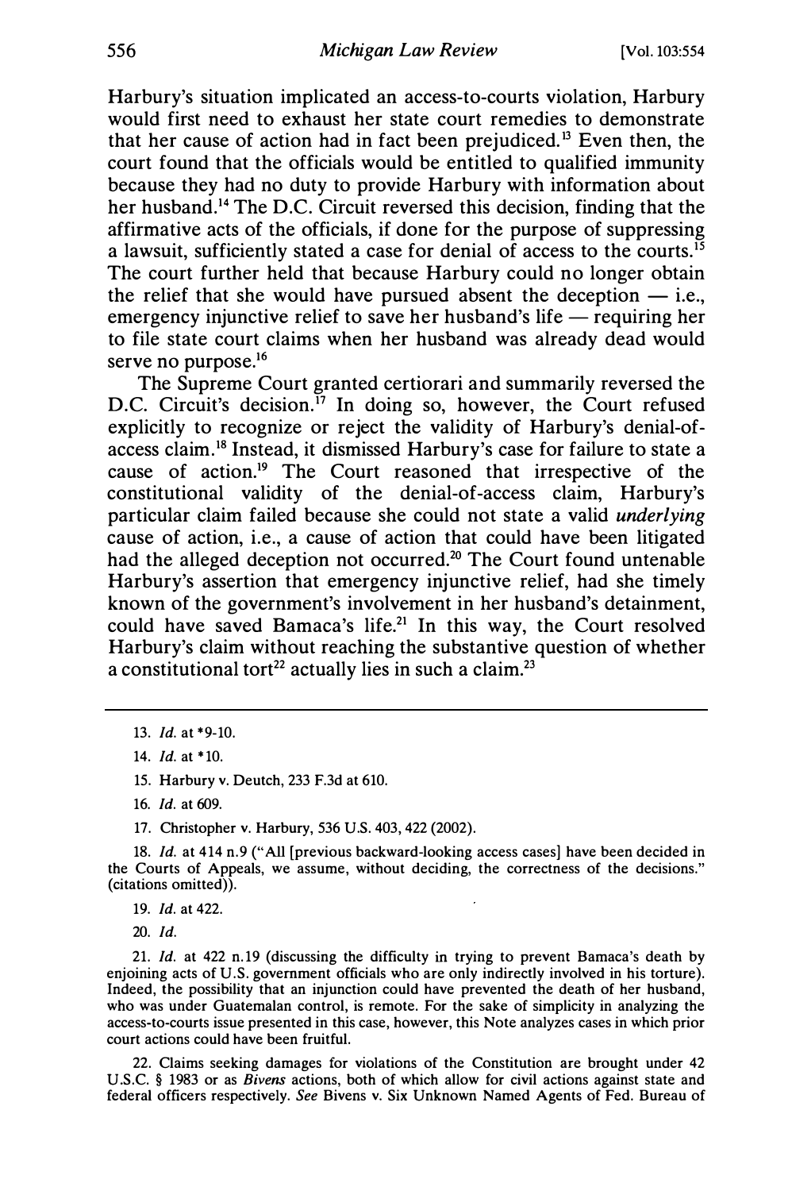Harbury's situation implicated an access-to-courts violation, Harbury would first need to exhaust her state court remedies to demonstrate that her cause of action had in fact been prejudiced.[13] Even then, the court found that the officials would be entitled to qualified immunity because they had no duty to provide Harbury with information about her husband.[14] The D.C. Circuit reversed this decision, finding that the affirmative acts of the officials, if done for the purpose of suppressing a lawsuit, sufficiently stated a case for denial of access to the courts.[15] The court further held that because Harbury could no longer obtain the relief that she would have pursued absent the deception — i.e., emergency injunctive relief to save her husband's life — requiring her to file state court claims when her husband was already dead would serve no purpose.[16]

The Supreme Court granted certiorari and summarily reversed the D.C. Circuit's decision.[17] In doing so, however, the Court refused explicitly to recognize or reject the validity of Harbury's denial-of-access claim.[18] Instead, it dismissed Harbury's case for failure to state a cause of action.[19] The Court reasoned that irrespective of the constitutional validity of the denial-of-access claim, Harbury's particular claim failed because she could not state a valid *underlying* cause of action, i.e., a cause of action that could have been litigated had the alleged deception not occurred.[20] The Court found untenable Harbury's assertion that emergency injunctive relief, had she timely known of the government's involvement in her husband's detainment, could have saved Bamaca's life.[21] In this way, the Court resolved Harbury's claim without reaching the substantive question of whether a constitutional tort[22] actually lies in such a claim.[23]

---

13. *Id.* at *9-10.

14. *Id.* at *10.

15. Harbury v. Deutch, 233 F.3d at 610.

16. *Id.* at 609.

17. Christopher v. Harbury, 536 U.S. 403, 422 (2002).

18. *Id.* at 414 n.9 ("All [previous backward-looking access cases] have been decided in the Courts of Appeals, we assume, without deciding, the correctness of the decisions." (citations omitted)).

19. *Id.* at 422.

20. *Id.*

21. *Id.* at 422 n.19 (discussing the difficulty in trying to prevent Bamaca's death by enjoining acts of U.S. government officials who are only indirectly involved in his torture). Indeed, the possibility that an injunction could have prevented the death of her husband, who was under Guatemalan control, is remote. For the sake of simplicity in analyzing the access-to-courts issue presented in this case, however, this Note analyzes cases in which prior court actions could have been fruitful.

22. Claims seeking damages for violations of the Constitution are brought under 42 U.S.C. § 1983 or as *Bivens* actions, both of which allow for civil actions against state and federal officers respectively. *See* Bivens v. Six Unknown Named Agents of Fed. Bureau of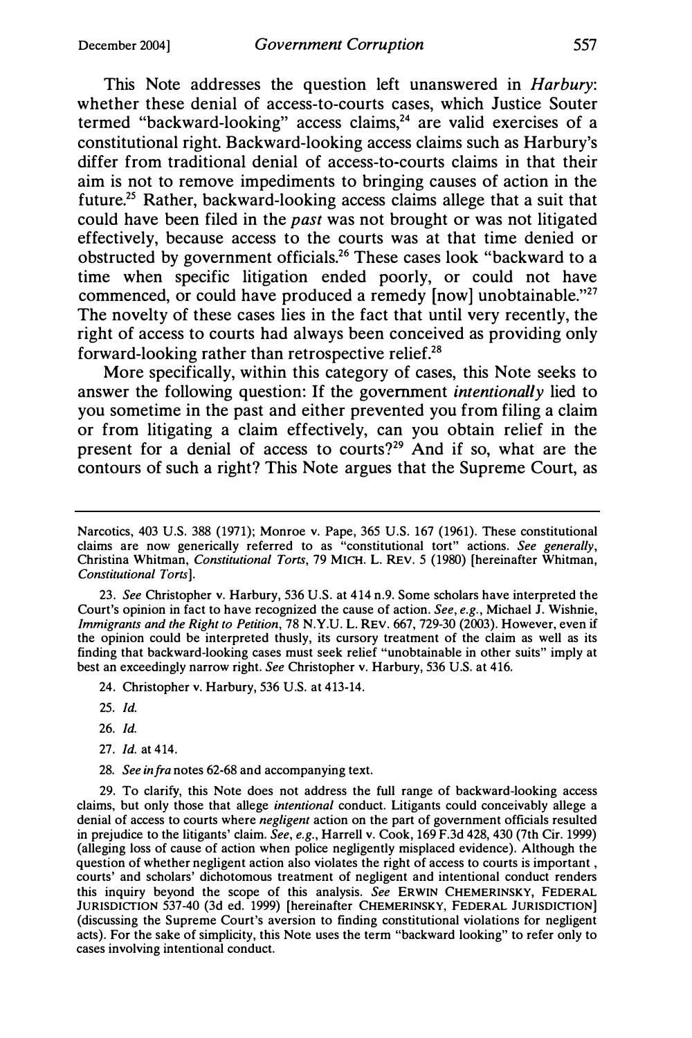This Note addresses the question left unanswered in *Harbury*: whether these denial of access-to-courts cases, which Justice Souter termed "backward-looking" access claims,[24] are valid exercises of a constitutional right. Backward-looking access claims such as Harbury's differ from traditional denial of access-to-courts claims in that their aim is not to remove impediments to bringing causes of action in the future.[25] Rather, backward-looking access claims allege that a suit that could have been filed in the *past* was not brought or was not litigated effectively, because access to the courts was at that time denied or obstructed by government officials.[26] These cases look "backward to a time when specific litigation ended poorly, or could not have commenced, or could have produced a remedy [now] unobtainable."[27] The novelty of these cases lies in the fact that until very recently, the right of access to courts had always been conceived as providing only forward-looking rather than retrospective relief.[28]

More specifically, within this category of cases, this Note seeks to answer the following question: If the government *intentionally* lied to you sometime in the past and either prevented you from filing a claim or from litigating a claim effectively, can you obtain relief in the present for a denial of access to courts?[29] And if so, what are the contours of such a right? This Note argues that the Supreme Court, as

---

Narcotics, 403 U.S. 388 (1971); Monroe v. Pape, 365 U.S. 167 (1961). These constitutional claims are now generically referred to as "constitutional tort" actions. *See generally*, Christina Whitman, *Constitutional Torts*, 79 MICH. L. REV. 5 (1980) [hereinafter Whitman, *Constitutional Torts*].

23. *See* Christopher v. Harbury, 536 U.S. at 414 n.9. Some scholars have interpreted the Court's opinion in fact to have recognized the cause of action. *See, e.g.*, Michael J. Wishnie, *Immigrants and the Right to Petition*, 78 N.Y.U. L. REV. 667, 729-30 (2003). However, even if the opinion could be interpreted thusly, its cursory treatment of the claim as well as its finding that backward-looking cases must seek relief "unobtainable in other suits" imply at best an exceedingly narrow right. *See* Christopher v. Harbury, 536 U.S. at 416.

24. Christopher v. Harbury, 536 U.S. at 413-14.

25. *Id.*

26. *Id.*

27. *Id.* at 414.

28. *See infra* notes 62-68 and accompanying text.

29. To clarify, this Note does not address the full range of backward-looking access claims, but only those that allege *intentional* conduct. Litigants could conceivably allege a denial of access to courts where *negligent* action on the part of government officials resulted in prejudice to the litigants' claim. *See, e.g.*, Harrell v. Cook, 169 F.3d 428, 430 (7th Cir. 1999) (alleging loss of cause of action when police negligently misplaced evidence). Although the question of whether negligent action also violates the right of access to courts is important , courts' and scholars' dichotomous treatment of negligent and intentional conduct renders this inquiry beyond the scope of this analysis. *See* ERWIN CHEMERINSKY, FEDERAL JURISDICTION 537-40 (3d ed. 1999) [hereinafter CHEMERINSKY, FEDERAL JURISDICTION] (discussing the Supreme Court's aversion to finding constitutional violations for negligent acts). For the sake of simplicity, this Note uses the term "backward looking" to refer only to cases involving intentional conduct.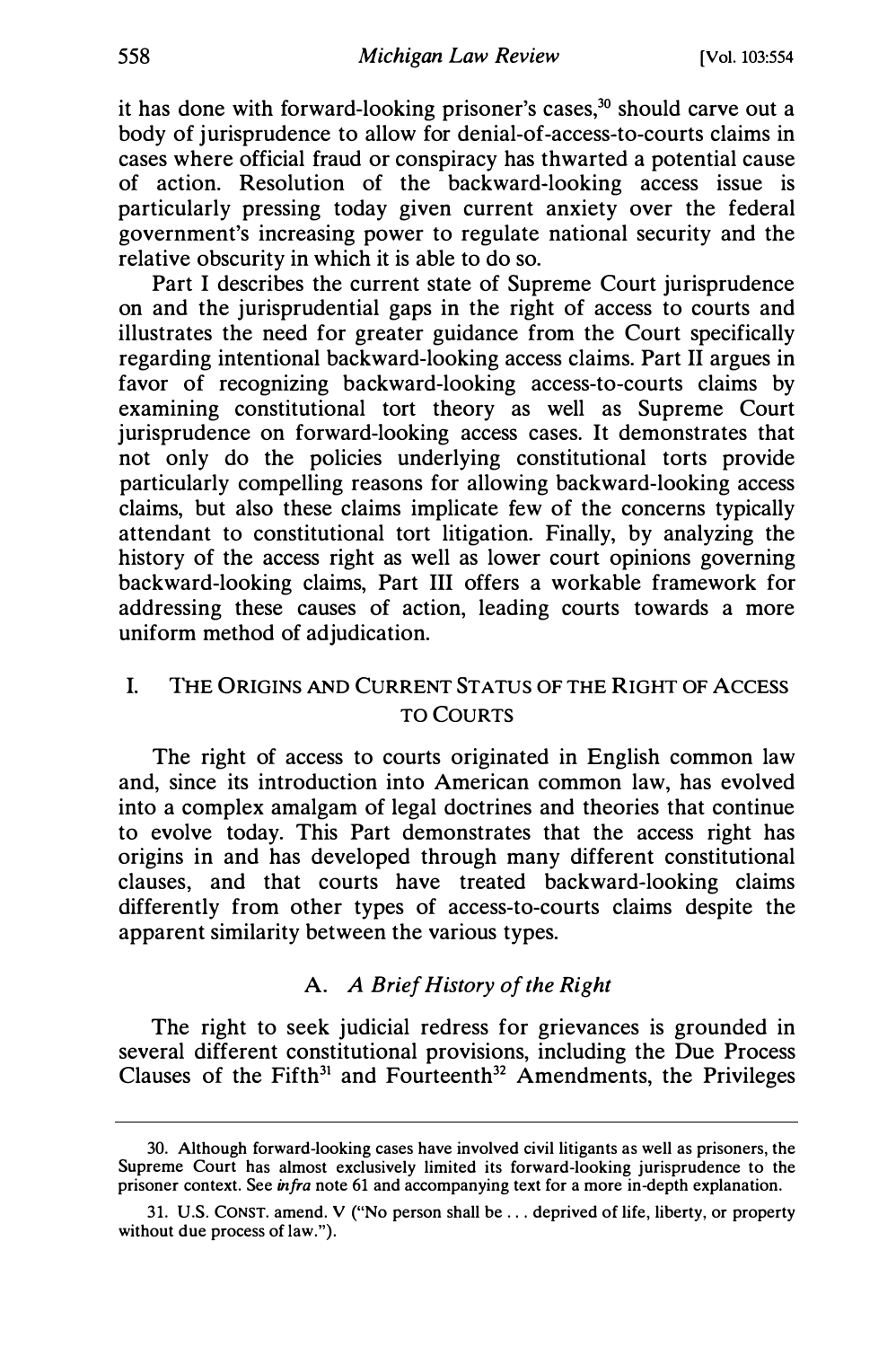it has done with forward-looking prisoner's cases,[30] should carve out a body of jurisprudence to allow for denial-of-access-to-courts claims in cases where official fraud or conspiracy has thwarted a potential cause of action. Resolution of the backward-looking access issue is particularly pressing today given current anxiety over the federal government's increasing power to regulate national security and the relative obscurity in which it is able to do so.

Part I describes the current state of Supreme Court jurisprudence on and the jurisprudential gaps in the right of access to courts and illustrates the need for greater guidance from the Court specifically regarding intentional backward-looking access claims. Part II argues in favor of recognizing backward-looking access-to-courts claims by examining constitutional tort theory as well as Supreme Court jurisprudence on forward-looking access cases. It demonstrates that not only do the policies underlying constitutional torts provide particularly compelling reasons for allowing backward-looking access claims, but also these claims implicate few of the concerns typically attendant to constitutional tort litigation. Finally, by analyzing the history of the access right as well as lower court opinions governing backward-looking claims, Part III offers a workable framework for addressing these causes of action, leading courts towards a more uniform method of adjudication.

## I. THE ORIGINS AND CURRENT STATUS OF THE RIGHT OF ACCESS TO COURTS

The right of access to courts originated in English common law and, since its introduction into American common law, has evolved into a complex amalgam of legal doctrines and theories that continue to evolve today. This Part demonstrates that the access right has origins in and has developed through many different constitutional clauses, and that courts have treated backward-looking claims differently from other types of access-to-courts claims despite the apparent similarity between the various types.

### A. *A Brief History of the Right*

The right to seek judicial redress for grievances is grounded in several different constitutional provisions, including the Due Process Clauses of the Fifth[31] and Fourteenth[32] Amendments, the Privileges

---

30. Although forward-looking cases have involved civil litigants as well as prisoners, the Supreme Court has almost exclusively limited its forward-looking jurisprudence to the prisoner context. See *infra* note 61 and accompanying text for a more in-depth explanation.

31. U.S. CONST. amend. V ("No person shall be . . . deprived of life, liberty, or property without due process of law.").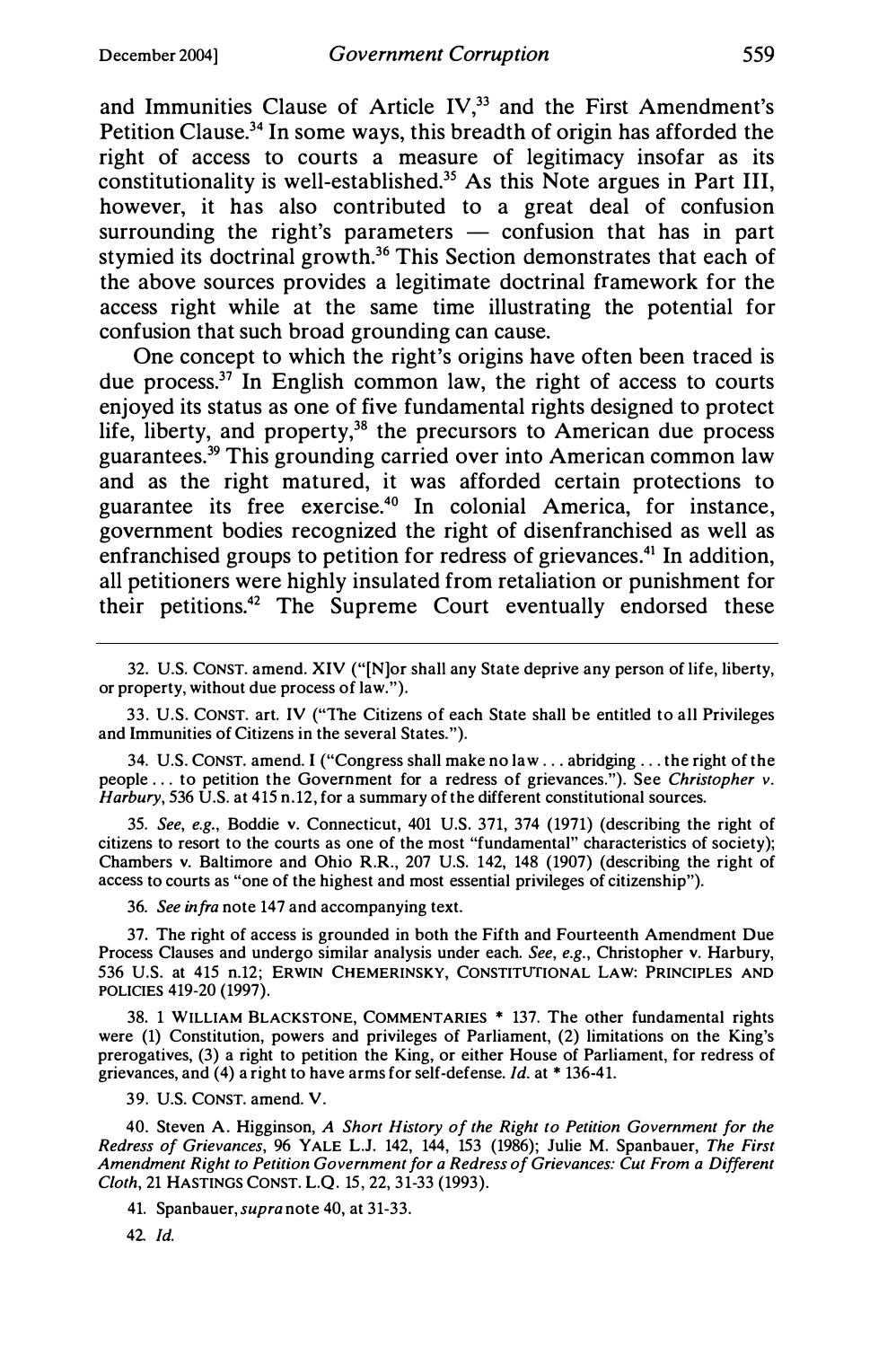and Immunities Clause of Article IV,[33] and the First Amendment's Petition Clause.[34] In some ways, this breadth of origin has afforded the right of access to courts a measure of legitimacy insofar as its constitutionality is well-established.[35] As this Note argues in Part III, however, it has also contributed to a great deal of confusion surrounding the right's parameters — confusion that has in part stymied its doctrinal growth.[36] This Section demonstrates that each of the above sources provides a legitimate doctrinal framework for the access right while at the same time illustrating the potential for confusion that such broad grounding can cause.

One concept to which the right's origins have often been traced is due process.[37] In English common law, the right of access to courts enjoyed its status as one of five fundamental rights designed to protect life, liberty, and property,[38] the precursors to American due process guarantees.[39] This grounding carried over into American common law and as the right matured, it was afforded certain protections to guarantee its free exercise.[40] In colonial America, for instance, government bodies recognized the right of disenfranchised as well as enfranchised groups to petition for redress of grievances.[41] In addition, all petitioners were highly insulated from retaliation or punishment for their petitions.[42] The Supreme Court eventually endorsed these

---

32. U.S. CONST. amend. XIV ("[N]or shall any State deprive any person of life, liberty, or property, without due process of law.").

33. U.S. CONST. art. IV ("The Citizens of each State shall be entitled to all Privileges and Immunities of Citizens in the several States.").

34. U.S. CONST. amend. I ("Congress shall make no law . . . abridging . . . the right of the people . . . to petition the Government for a redress of grievances."). See *Christopher v. Harbury*, 536 U.S. at 415 n.12, for a summary of the different constitutional sources.

35. *See, e.g.*, Boddie v. Connecticut, 401 U.S. 371, 374 (1971) (describing the right of citizens to resort to the courts as one of the most "fundamental" characteristics of society); Chambers v. Baltimore and Ohio R.R., 207 U.S. 142, 148 (1907) (describing the right of access to courts as "one of the highest and most essential privileges of citizenship").

36. *See infra* note 147 and accompanying text.

37. The right of access is grounded in both the Fifth and Fourteenth Amendment Due Process Clauses and undergo similar analysis under each. *See, e.g.*, Christopher v. Harbury, 536 U.S. at 415 n.12; ERWIN CHEMERINSKY, CONSTITUTIONAL LAW: PRINCIPLES AND POLICIES 419-20 (1997).

38. 1 WILLIAM BLACKSTONE, COMMENTARIES * 137. The other fundamental rights were (1) Constitution, powers and privileges of Parliament, (2) limitations on the King's prerogatives, (3) a right to petition the King, or either House of Parliament, for redress of grievances, and (4) a right to have arms for self-defense. *Id.* at * 136-41.

39. U.S. CONST. amend. V.

40. Steven A. Higginson, *A Short History of the Right to Petition Government for the Redress of Grievances*, 96 YALE L.J. 142, 144, 153 (1986); Julie M. Spanbauer, *The First Amendment Right to Petition Government for a Redress of Grievances: Cut From a Different Cloth*, 21 HASTINGS CONST. L.Q. 15, 22, 31-33 (1993).

41. Spanbauer, *supra* note 40, at 31-33.

42. *Id.*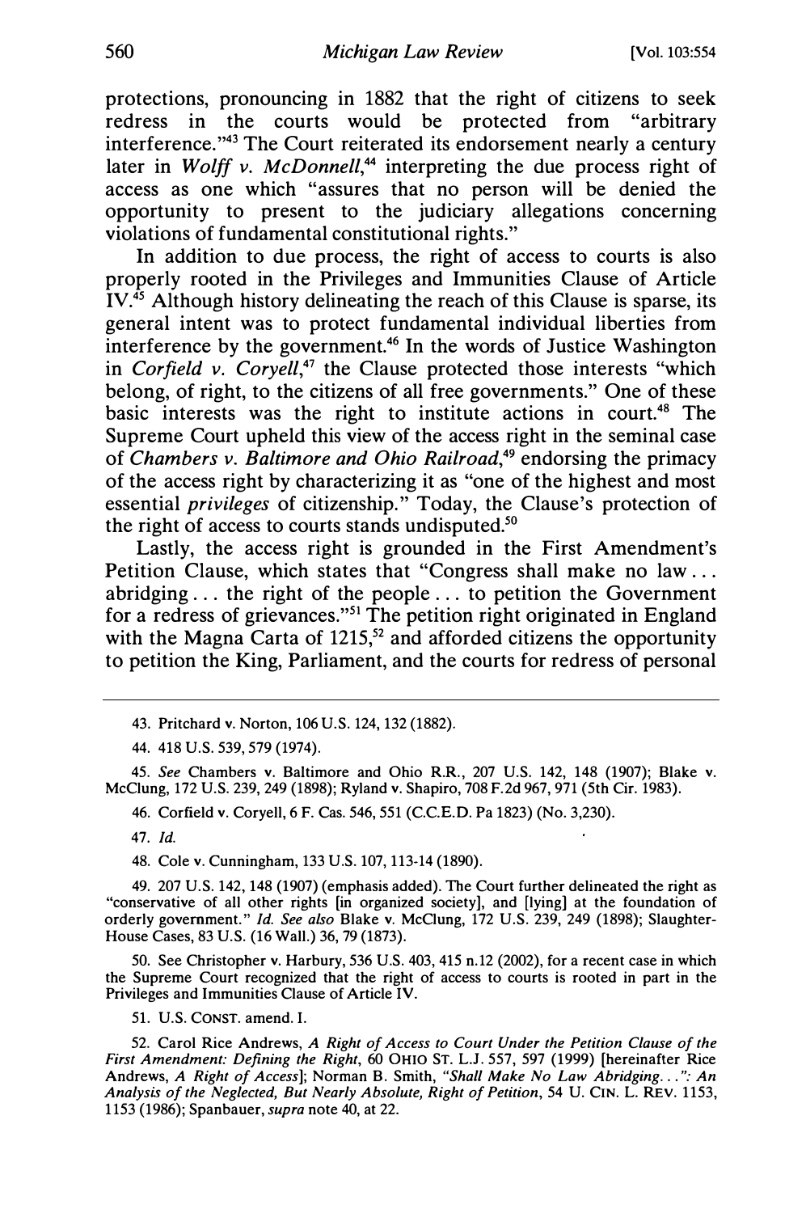protections, pronouncing in 1882 that the right of citizens to seek redress in the courts would be protected from "arbitrary interference."[43] The Court reiterated its endorsement nearly a century later in *Wolff v. McDonnell*,[44] interpreting the due process right of access as one which "assures that no person will be denied the opportunity to present to the judiciary allegations concerning violations of fundamental constitutional rights."

In addition to due process, the right of access to courts is also properly rooted in the Privileges and Immunities Clause of Article IV.[45] Although history delineating the reach of this Clause is sparse, its general intent was to protect fundamental individual liberties from interference by the government.[46] In the words of Justice Washington in *Corfield v. Coryell*,[47] the Clause protected those interests "which belong, of right, to the citizens of all free governments." One of these basic interests was the right to institute actions in court.[48] The Supreme Court upheld this view of the access right in the seminal case of *Chambers v. Baltimore and Ohio Railroad*,[49] endorsing the primacy of the access right by characterizing it as "one of the highest and most essential *privileges* of citizenship." Today, the Clause's protection of the right of access to courts stands undisputed.[50]

Lastly, the access right is grounded in the First Amendment's Petition Clause, which states that "Congress shall make no law ... abridging ... the right of the people ... to petition the Government for a redress of grievances."[51] The petition right originated in England with the Magna Carta of 1215,[52] and afforded citizens the opportunity to petition the King, Parliament, and the courts for redress of personal

---

43. Pritchard v. Norton, 106 U.S. 124, 132 (1882).

44. 418 U.S. 539, 579 (1974).

45. *See* Chambers v. Baltimore and Ohio R.R., 207 U.S. 142, 148 (1907); Blake v. McClung, 172 U.S. 239, 249 (1898); Ryland v. Shapiro, 708 F.2d 967, 971 (5th Cir. 1983).

46. Corfield v. Coryell, 6 F. Cas. 546, 551 (C.C.E.D. Pa 1823) (No. 3,230).

47. *Id.*

48. Cole v. Cunningham, 133 U.S. 107, 113-14 (1890).

49. 207 U.S. 142, 148 (1907) (emphasis added). The Court further delineated the right as "conservative of all other rights [in organized society], and [lying] at the foundation of orderly government." *Id. See also* Blake v. McClung, 172 U.S. 239, 249 (1898); Slaughter-House Cases, 83 U.S. (16 Wall.) 36, 79 (1873).

50. See Christopher v. Harbury, 536 U.S. 403, 415 n.12 (2002), for a recent case in which the Supreme Court recognized that the right of access to courts is rooted in part in the Privileges and Immunities Clause of Article IV.

51. U.S. CONST. amend. I.

52. Carol Rice Andrews, *A Right of Access to Court Under the Petition Clause of the First Amendment: Defining the Right*, 60 OHIO ST. L.J. 557, 597 (1999) [hereinafter Rice Andrews, *A Right of Access*]; Norman B. Smith, *"Shall Make No Law Abridging...": An Analysis of the Neglected, But Nearly Absolute, Right of Petition*, 54 U. CIN. L. REV. 1153, 1153 (1986); Spanbauer, *supra* note 40, at 22.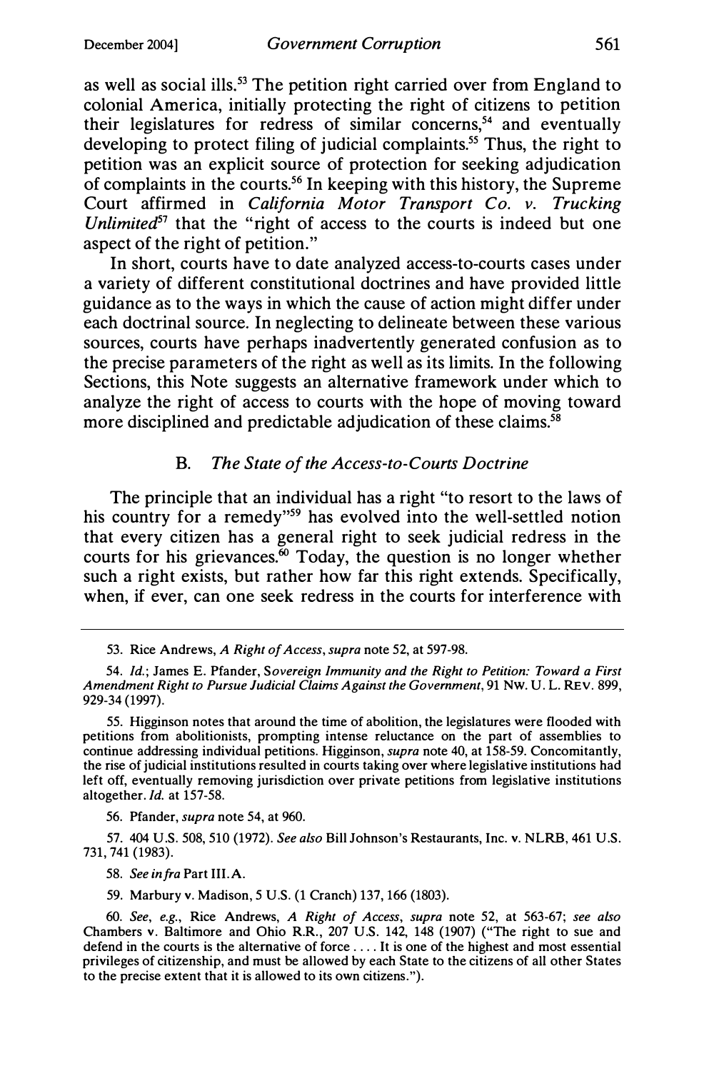as well as social ills.[53] The petition right carried over from England to colonial America, initially protecting the right of citizens to petition their legislatures for redress of similar concerns,[54] and eventually developing to protect filing of judicial complaints.[55] Thus, the right to petition was an explicit source of protection for seeking adjudication of complaints in the courts.[56] In keeping with this history, the Supreme Court affirmed in *California Motor Transport Co. v. Trucking Unlimited*[57] that the "right of access to the courts is indeed but one aspect of the right of petition."

In short, courts have to date analyzed access-to-courts cases under a variety of different constitutional doctrines and have provided little guidance as to the ways in which the cause of action might differ under each doctrinal source. In neglecting to delineate between these various sources, courts have perhaps inadvertently generated confusion as to the precise parameters of the right as well as its limits. In the following Sections, this Note suggests an alternative framework under which to analyze the right of access to courts with the hope of moving toward more disciplined and predictable adjudication of these claims.[58]

### B. *The State of the Access-to-Courts Doctrine*

The principle that an individual has a right "to resort to the laws of his country for a remedy"[59] has evolved into the well-settled notion that every citizen has a general right to seek judicial redress in the courts for his grievances.[60] Today, the question is no longer whether such a right exists, but rather how far this right extends. Specifically, when, if ever, can one seek redress in the courts for interference with

---

53. Rice Andrews, *A Right of Access*, *supra* note 52, at 597-98.

54. *Id.*; James E. Pfander, *Sovereign Immunity and the Right to Petition: Toward a First Amendment Right to Pursue Judicial Claims Against the Government*, 91 NW. U. L. REV. 899, 929-34 (1997).

55. Higginson notes that around the time of abolition, the legislatures were flooded with petitions from abolitionists, prompting intense reluctance on the part of assemblies to continue addressing individual petitions. Higginson, *supra* note 40, at 158-59. Concomitantly, the rise of judicial institutions resulted in courts taking over where legislative institutions had left off, eventually removing jurisdiction over private petitions from legislative institutions altogether. *Id.* at 157-58.

56. Pfander, *supra* note 54, at 960.

57. 404 U.S. 508, 510 (1972). *See also* Bill Johnson's Restaurants, Inc. v. NLRB, 461 U.S. 731, 741 (1983).

58. *See infra* Part III.A.

59. Marbury v. Madison, 5 U.S. (1 Cranch) 137, 166 (1803).

60. *See, e.g.*, Rice Andrews, *A Right of Access*, *supra* note 52, at 563-67; *see also* Chambers v. Baltimore and Ohio R.R., 207 U.S. 142, 148 (1907) ("The right to sue and defend in the courts is the alternative of force .... It is one of the highest and most essential privileges of citizenship, and must be allowed by each State to the citizens of all other States to the precise extent that it is allowed to its own citizens.").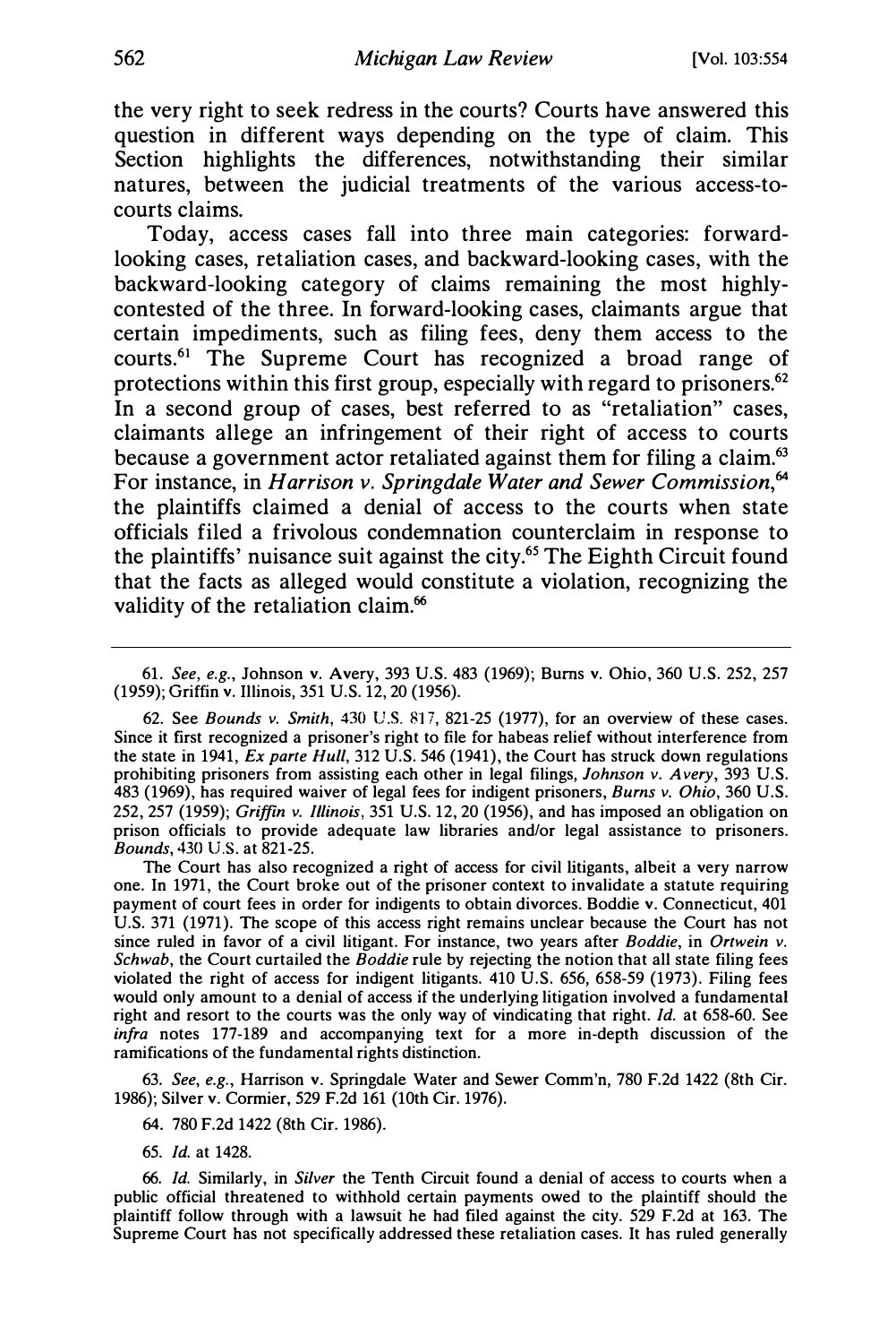the very right to seek redress in the courts? Courts have answered this question in different ways depending on the type of claim. This Section highlights the differences, notwithstanding their similar natures, between the judicial treatments of the various access-to-courts claims.

Today, access cases fall into three main categories: forward-looking cases, retaliation cases, and backward-looking cases, with the backward-looking category of claims remaining the most highly-contested of the three. In forward-looking cases, claimants argue that certain impediments, such as filing fees, deny them access to the courts.[61] The Supreme Court has recognized a broad range of protections within this first group, especially with regard to prisoners.[62] In a second group of cases, best referred to as "retaliation" cases, claimants allege an infringement of their right of access to courts because a government actor retaliated against them for filing a claim.[63] For instance, in *Harrison v. Springdale Water and Sewer Commission*,[64] the plaintiffs claimed a denial of access to the courts when state officials filed a frivolous condemnation counterclaim in response to the plaintiffs' nuisance suit against the city.[65] The Eighth Circuit found that the facts as alleged would constitute a violation, recognizing the validity of the retaliation claim.[66]

---

61. *See, e.g.*, Johnson v. Avery, 393 U.S. 483 (1969); Burns v. Ohio, 360 U.S. 252, 257 (1959); Griffin v. Illinois, 351 U.S. 12, 20 (1956).

62. See *Bounds v. Smith*, 430 U.S. 817, 821-25 (1977), for an overview of these cases. Since it first recognized a prisoner's right to file for habeas relief without interference from the state in 1941, *Ex parte Hull*, 312 U.S. 546 (1941), the Court has struck down regulations prohibiting prisoners from assisting each other in legal filings, *Johnson v. Avery*, 393 U.S. 483 (1969), has required waiver of legal fees for indigent prisoners, *Burns v. Ohio*, 360 U.S. 252, 257 (1959); *Griffin v. Illinois*, 351 U.S. 12, 20 (1956), and has imposed an obligation on prison officials to provide adequate law libraries and/or legal assistance to prisoners. *Bounds*, 430 U.S. at 821-25.

The Court has also recognized a right of access for civil litigants, albeit a very narrow one. In 1971, the Court broke out of the prisoner context to invalidate a statute requiring payment of court fees in order for indigents to obtain divorces. Boddie v. Connecticut, 401 U.S. 371 (1971). The scope of this access right remains unclear because the Court has not since ruled in favor of a civil litigant. For instance, two years after *Boddie*, in *Ortwein v. Schwab*, the Court curtailed the *Boddie* rule by rejecting the notion that all state filing fees violated the right of access for indigent litigants. 410 U.S. 656, 658-59 (1973). Filing fees would only amount to a denial of access if the underlying litigation involved a fundamental right and resort to the courts was the only way of vindicating that right. *Id.* at 658-60. See *infra* notes 177-189 and accompanying text for a more in-depth discussion of the ramifications of the fundamental rights distinction.

63. *See, e.g.*, Harrison v. Springdale Water and Sewer Comm'n, 780 F.2d 1422 (8th Cir. 1986); Silver v. Cormier, 529 F.2d 161 (10th Cir. 1976).

64. 780 F.2d 1422 (8th Cir. 1986).

65. *Id.* at 1428.

66. *Id.* Similarly, in *Silver* the Tenth Circuit found a denial of access to courts when a public official threatened to withhold certain payments owed to the plaintiff should the plaintiff follow through with a lawsuit he had filed against the city. 529 F.2d at 163. The Supreme Court has not specifically addressed these retaliation cases. It has ruled generally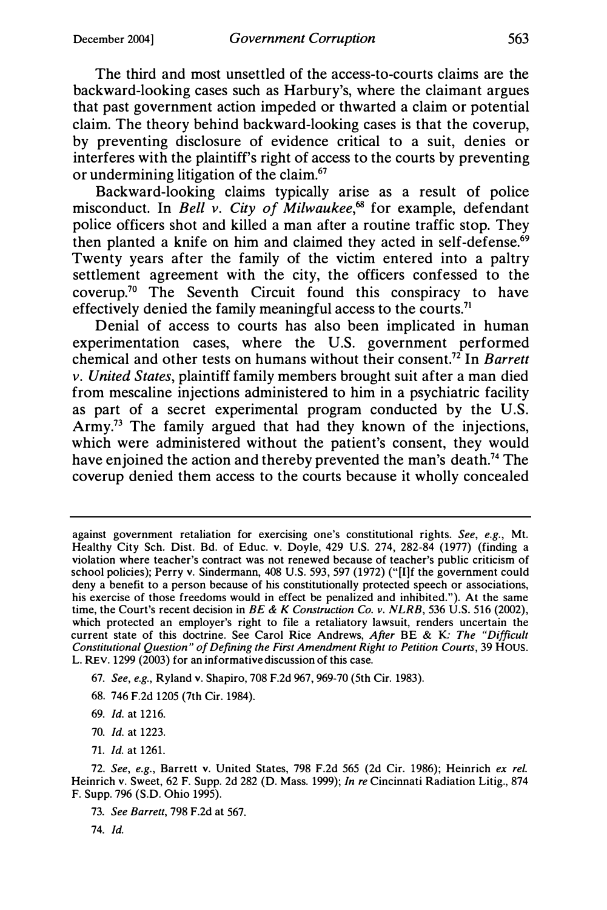The third and most unsettled of the access-to-courts claims are the backward-looking cases such as Harbury's, where the claimant argues that past government action impeded or thwarted a claim or potential claim. The theory behind backward-looking cases is that the coverup, by preventing disclosure of evidence critical to a suit, denies or interferes with the plaintiff's right of access to the courts by preventing or undermining litigation of the claim.[67]

Backward-looking claims typically arise as a result of police misconduct. In *Bell v. City of Milwaukee*,[68] for example, defendant police officers shot and killed a man after a routine traffic stop. They then planted a knife on him and claimed they acted in self-defense.[69] Twenty years after the family of the victim entered into a paltry settlement agreement with the city, the officers confessed to the coverup.[70] The Seventh Circuit found this conspiracy to have effectively denied the family meaningful access to the courts.[71]

Denial of access to courts has also been implicated in human experimentation cases, where the U.S. government performed chemical and other tests on humans without their consent.[72] In *Barrett v. United States*, plaintiff family members brought suit after a man died from mescaline injections administered to him in a psychiatric facility as part of a secret experimental program conducted by the U.S. Army.[73] The family argued that had they known of the injections, which were administered without the patient's consent, they would have enjoined the action and thereby prevented the man's death.[74] The coverup denied them access to the courts because it wholly concealed

---

against government retaliation for exercising one's constitutional rights. *See, e.g.*, Mt. Healthy City Sch. Dist. Bd. of Educ. v. Doyle, 429 U.S. 274, 282-84 (1977) (finding a violation where teacher's contract was not renewed because of teacher's public criticism of school policies); Perry v. Sindermann, 408 U.S. 593, 597 (1972) ("[I]f the government could deny a benefit to a person because of his constitutionally protected speech or associations, his exercise of those freedoms would in effect be penalized and inhibited."). At the same time, the Court's recent decision in *BE & K Construction Co. v. NLRB*, 536 U.S. 516 (2002), which protected an employer's right to file a retaliatory lawsuit, renders uncertain the current state of this doctrine. See Carol Rice Andrews, *After* BE & K*: The "Difficult Constitutional Question" of Defining the First Amendment Right to Petition Courts*, 39 HOUS. L. REV. 1299 (2003) for an informative discussion of this case.

67. *See, e.g.*, Ryland v. Shapiro, 708 F.2d 967, 969-70 (5th Cir. 1983).

68. 746 F.2d 1205 (7th Cir. 1984).

69. *Id.* at 1216.

70. *Id.* at 1223.

71. *Id.* at 1261.

72. *See, e.g.*, Barrett v. United States, 798 F.2d 565 (2d Cir. 1986); Heinrich *ex rel.* Heinrich v. Sweet, 62 F. Supp. 2d 282 (D. Mass. 1999); *In re* Cincinnati Radiation Litig., 874 F. Supp. 796 (S.D. Ohio 1995).

73. *See Barrett*, 798 F.2d at 567.

74. *Id.*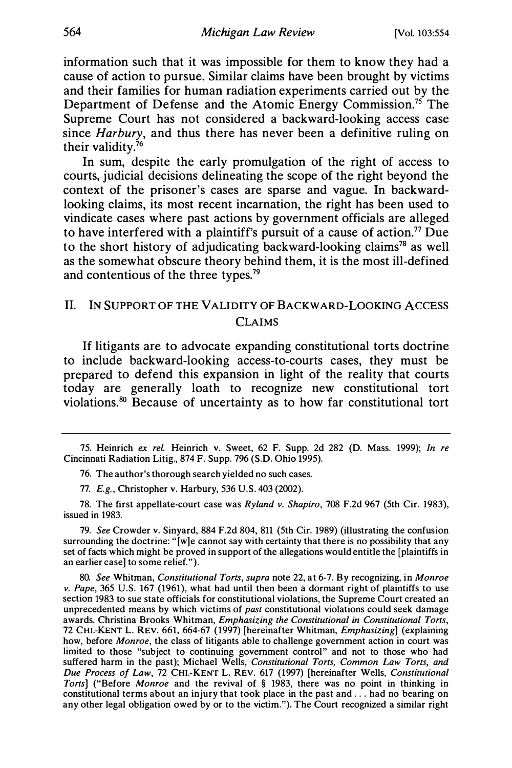information such that it was impossible for them to know they had a cause of action to pursue. Similar claims have been brought by victims and their families for human radiation experiments carried out by the Department of Defense and the Atomic Energy Commission.[75] The Supreme Court has not considered a backward-looking access case since *Harbury*, and thus there has never been a definitive ruling on their validity.[76]

In sum, despite the early promulgation of the right of access to courts, judicial decisions delineating the scope of the right beyond the context of the prisoner's cases are sparse and vague. In backward-looking claims, its most recent incarnation, the right has been used to vindicate cases where past actions by government officials are alleged to have interfered with a plaintiff's pursuit of a cause of action.[77] Due to the short history of adjudicating backward-looking claims[78] as well as the somewhat obscure theory behind them, it is the most ill-defined and contentious of the three types.[79]

## II. IN SUPPORT OF THE VALIDITY OF BACKWARD-LOOKING ACCESS CLAIMS

If litigants are to advocate expanding constitutional torts doctrine to include backward-looking access-to-courts cases, they must be prepared to defend this expansion in light of the reality that courts today are generally loath to recognize new constitutional tort violations.[80] Because of uncertainty as to how far constitutional tort

---

75. Heinrich *ex rel.* Heinrich v. Sweet, 62 F. Supp. 2d 282 (D. Mass. 1999); *In re* Cincinnati Radiation Litig., 874 F. Supp. 796 (S.D. Ohio 1995).

76. The author's thorough search yielded no such cases.

77. *E.g.*, Christopher v. Harbury, 536 U.S. 403 (2002).

78. The first appellate-court case was *Ryland v. Shapiro*, 708 F.2d 967 (5th Cir. 1983), issued in 1983.

79. *See* Crowder v. Sinyard, 884 F.2d 804, 811 (5th Cir. 1989) (illustrating the confusion surrounding the doctrine: "[w]e cannot say with certainty that there is no possibility that any set of facts which might be proved in support of the allegations would entitle the [plaintiffs in an earlier case] to some relief.").

80. *See* Whitman, *Constitutional Torts*, *supra* note 22, at 6-7. By recognizing, in *Monroe v. Pape*, 365 U.S. 167 (1961), what had until then been a dormant right of plaintiffs to use section 1983 to sue state officials for constitutional violations, the Supreme Court created an unprecedented means by which victims of *past* constitutional violations could seek damage awards. Christina Brooks Whitman, *Emphasizing the Constitutional in Constitutional Torts*, 72 CHI.-KENT L. REV. 661, 664-67 (1997) [hereinafter Whitman, *Emphasizing*] (explaining how, before *Monroe*, the class of litigants able to challenge government action in court was limited to those "subject to continuing government control" and not to those who had suffered harm in the past); Michael Wells, *Constitutional Torts, Common Law Torts, and Due Process of Law*, 72 CHI.-KENT L. REV. 617 (1997) [hereinafter Wells, *Constitutional Torts*] ("Before *Monroe* and the revival of § 1983, there was no point in thinking in constitutional terms about an injury that took place in the past and . . . had no bearing on any other legal obligation owed by or to the victim."). The Court recognized a similar right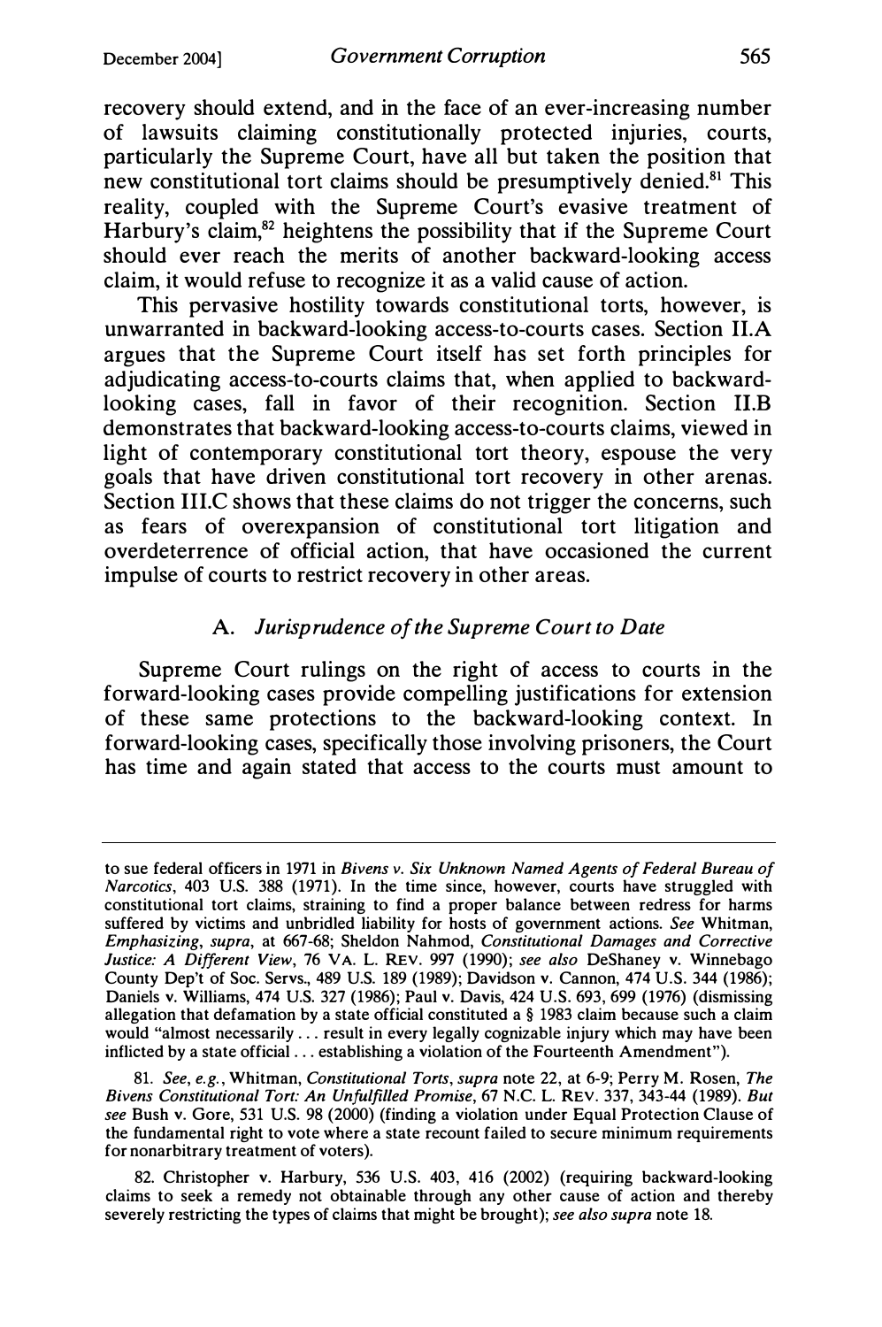recovery should extend, and in the face of an ever-increasing number of lawsuits claiming constitutionally protected injuries, courts, particularly the Supreme Court, have all but taken the position that new constitutional tort claims should be presumptively denied.[81] This reality, coupled with the Supreme Court's evasive treatment of Harbury's claim,[82] heightens the possibility that if the Supreme Court should ever reach the merits of another backward-looking access claim, it would refuse to recognize it as a valid cause of action.

This pervasive hostility towards constitutional torts, however, is unwarranted in backward-looking access-to-courts cases. Section II.A argues that the Supreme Court itself has set forth principles for adjudicating access-to-courts claims that, when applied to backward-looking cases, fall in favor of their recognition. Section II.B demonstrates that backward-looking access-to-courts claims, viewed in light of contemporary constitutional tort theory, espouse the very goals that have driven constitutional tort recovery in other arenas. Section III.C shows that these claims do not trigger the concerns, such as fears of overexpansion of constitutional tort litigation and overdeterrence of official action, that have occasioned the current impulse of courts to restrict recovery in other areas.

### A. *Jurisprudence of the Supreme Court to Date*

Supreme Court rulings on the right of access to courts in the forward-looking cases provide compelling justifications for extension of these same protections to the backward-looking context. In forward-looking cases, specifically those involving prisoners, the Court has time and again stated that access to the courts must amount to

---

to sue federal officers in 1971 in *Bivens v. Six Unknown Named Agents of Federal Bureau of Narcotics*, 403 U.S. 388 (1971). In the time since, however, courts have struggled with constitutional tort claims, straining to find a proper balance between redress for harms suffered by victims and unbridled liability for hosts of government actions. *See* Whitman, *Emphasizing*, *supra*, at 667-68; Sheldon Nahmod, *Constitutional Damages and Corrective Justice: A Different View*, 76 VA. L. REV. 997 (1990); *see also* DeShaney v. Winnebago County Dep't of Soc. Servs., 489 U.S. 189 (1989); Davidson v. Cannon, 474 U.S. 344 (1986); Daniels v. Williams, 474 U.S. 327 (1986); Paul v. Davis, 424 U.S. 693, 699 (1976) (dismissing allegation that defamation by a state official constituted a § 1983 claim because such a claim would "almost necessarily . . . result in every legally cognizable injury which may have been inflicted by a state official . . . establishing a violation of the Fourteenth Amendment").

81. *See, e.g.*, Whitman, *Constitutional Torts*, *supra* note 22, at 6-9; Perry M. Rosen, *The Bivens Constitutional Tort: An Unfulfilled Promise*, 67 N.C. L. REV. 337, 343-44 (1989). *But see* Bush v. Gore, 531 U.S. 98 (2000) (finding a violation under Equal Protection Clause of the fundamental right to vote where a state recount failed to secure minimum requirements for nonarbitrary treatment of voters).

82. Christopher v. Harbury, 536 U.S. 403, 416 (2002) (requiring backward-looking claims to seek a remedy not obtainable through any other cause of action and thereby severely restricting the types of claims that might be brought); *see also supra* note 18.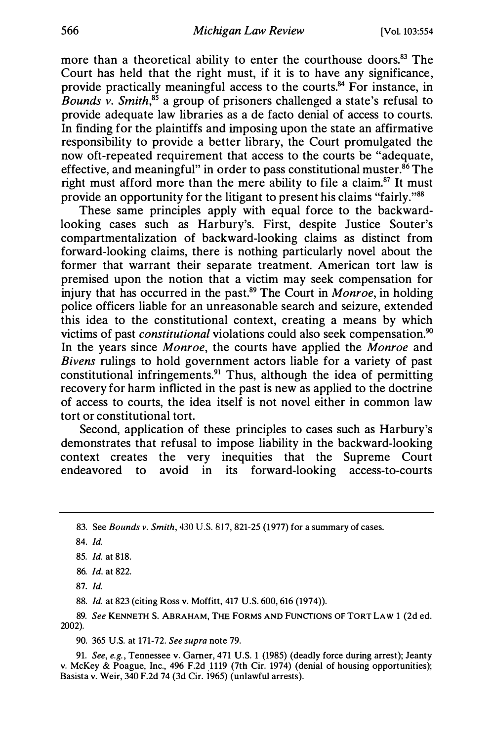more than a theoretical ability to enter the courthouse doors.[83] The Court has held that the right must, if it is to have any significance, provide practically meaningful access to the courts.[84] For instance, in *Bounds v. Smith*,[85] a group of prisoners challenged a state's refusal to provide adequate law libraries as a de facto denial of access to courts. In finding for the plaintiffs and imposing upon the state an affirmative responsibility to provide a better library, the Court promulgated the now oft-repeated requirement that access to the courts be "adequate, effective, and meaningful" in order to pass constitutional muster.[86] The right must afford more than the mere ability to file a claim.[87] It must provide an opportunity for the litigant to present his claims "fairly."[88]

These same principles apply with equal force to the backward-looking cases such as Harbury's. First, despite Justice Souter's compartmentalization of backward-looking claims as distinct from forward-looking claims, there is nothing particularly novel about the former that warrant their separate treatment. American tort law is premised upon the notion that a victim may seek compensation for injury that has occurred in the past.[89] The Court in *Monroe*, in holding police officers liable for an unreasonable search and seizure, extended this idea to the constitutional context, creating a means by which victims of past *constitutional* violations could also seek compensation.[90] In the years since *Monroe*, the courts have applied the *Monroe* and *Bivens* rulings to hold government actors liable for a variety of past constitutional infringements.[91] Thus, although the idea of permitting recovery for harm inflicted in the past is new as applied to the doctrine of access to courts, the idea itself is not novel either in common law tort or constitutional tort.

Second, application of these principles to cases such as Harbury's demonstrates that refusal to impose liability in the backward-looking context creates the very inequities that the Supreme Court endeavored to avoid in its forward-looking access-to-courts

---

83. See *Bounds v. Smith*, 430 U.S. 817, 821-25 (1977) for a summary of cases.

84. *Id.*

85. *Id.* at 818.

86. *Id.* at 822.

87. *Id.*

88. *Id.* at 823 (citing Ross v. Moffitt, 417 U.S. 600, 616 (1974)).

89. *See* KENNETH S. ABRAHAM, THE FORMS AND FUNCTIONS OF TORT LAW 1 (2d ed. 2002).

90. 365 U.S. at 171-72. *See supra* note 79.

91. *See, e.g.*, Tennessee v. Garner, 471 U.S. 1 (1985) (deadly force during arrest); Jeanty v. McKey & Poague, Inc., 496 F.2d 1119 (7th Cir. 1974) (denial of housing opportunities); Basista v. Weir, 340 F.2d 74 (3d Cir. 1965) (unlawful arrests).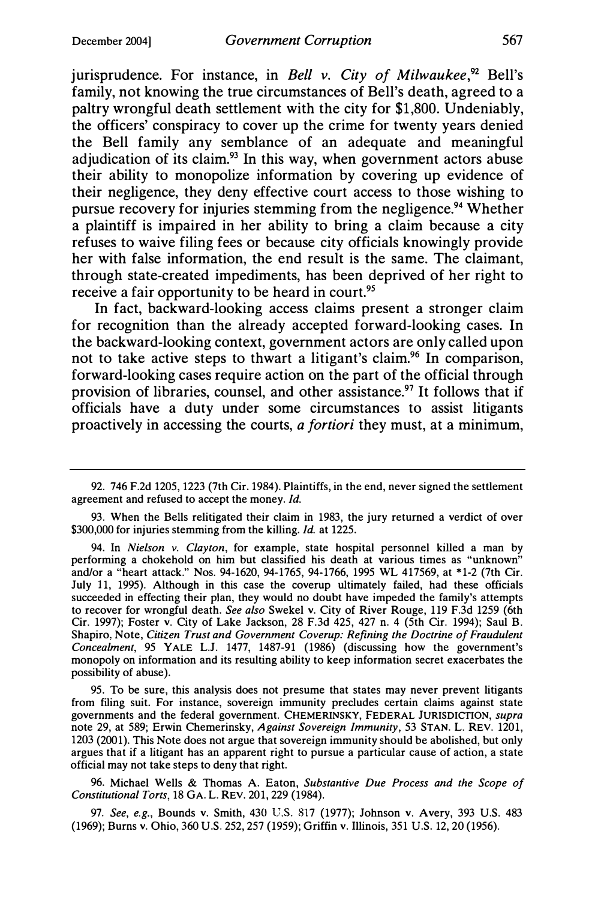jurisprudence. For instance, in *Bell v. City of Milwaukee*,[92] Bell's family, not knowing the true circumstances of Bell's death, agreed to a paltry wrongful death settlement with the city for $1,800. Undeniably, the officers' conspiracy to cover up the crime for twenty years denied the Bell family any semblance of an adequate and meaningful adjudication of its claim.[93] In this way, when government actors abuse their ability to monopolize information by covering up evidence of their negligence, they deny effective court access to those wishing to pursue recovery for injuries stemming from the negligence.[94] Whether a plaintiff is impaired in her ability to bring a claim because a city refuses to waive filing fees or because city officials knowingly provide her with false information, the end result is the same. The claimant, through state-created impediments, has been deprived of her right to receive a fair opportunity to be heard in court.[95]

In fact, backward-looking access claims present a stronger claim for recognition than the already accepted forward-looking cases. In the backward-looking context, government actors are only called upon not to take active steps to thwart a litigant's claim.[96] In comparison, forward-looking cases require action on the part of the official through provision of libraries, counsel, and other assistance.[97] It follows that if officials have a duty under some circumstances to assist litigants proactively in accessing the courts, *a fortiori* they must, at a minimum,

---

92. 746 F.2d 1205, 1223 (7th Cir. 1984). Plaintiffs, in the end, never signed the settlement agreement and refused to accept the money. *Id.*

93. When the Bells relitigated their claim in 1983, the jury returned a verdict of over $300,000 for injuries stemming from the killing. *Id.* at 1225.

94. In *Nielson v. Clayton*, for example, state hospital personnel killed a man by performing a chokehold on him but classified his death at various times as "unknown" and/or a "heart attack." Nos. 94-1620, 94-1765, 94-1766, 1995 WL 417569, at *1-2 (7th Cir. July 11, 1995). Although in this case the coverup ultimately failed, had these officials succeeded in effecting their plan, they would no doubt have impeded the family's attempts to recover for wrongful death. *See also* Swekel v. City of River Rouge, 119 F.3d 1259 (6th Cir. 1997); Foster v. City of Lake Jackson, 28 F.3d 425, 427 n. 4 (5th Cir. 1994); Saul B. Shapiro, Note, *Citizen Trust and Government Coverup: Refining the Doctrine of Fraudulent Concealment*, 95 YALE L.J. 1477, 1487-91 (1986) (discussing how the government's monopoly on information and its resulting ability to keep information secret exacerbates the possibility of abuse).

95. To be sure, this analysis does not presume that states may never prevent litigants from filing suit. For instance, sovereign immunity precludes certain claims against state governments and the federal government. CHEMERINSKY, FEDERAL JURISDICTION, *supra* note 29, at 589; Erwin Chemerinsky, *Against Sovereign Immunity*, 53 STAN. L. REV. 1201, 1203 (2001). This Note does not argue that sovereign immunity should be abolished, but only argues that if a litigant has an apparent right to pursue a particular cause of action, a state official may not take steps to deny that right.

96. Michael Wells & Thomas A. Eaton, *Substantive Due Process and the Scope of Constitutional Torts*, 18 GA. L. REV. 201, 229 (1984).

97. *See, e.g.*, Bounds v. Smith, 430 U.S. 817 (1977); Johnson v. Avery, 393 U.S. 483 (1969); Burns v. Ohio, 360 U.S. 252, 257 (1959); Griffin v. Illinois, 351 U.S. 12, 20 (1956).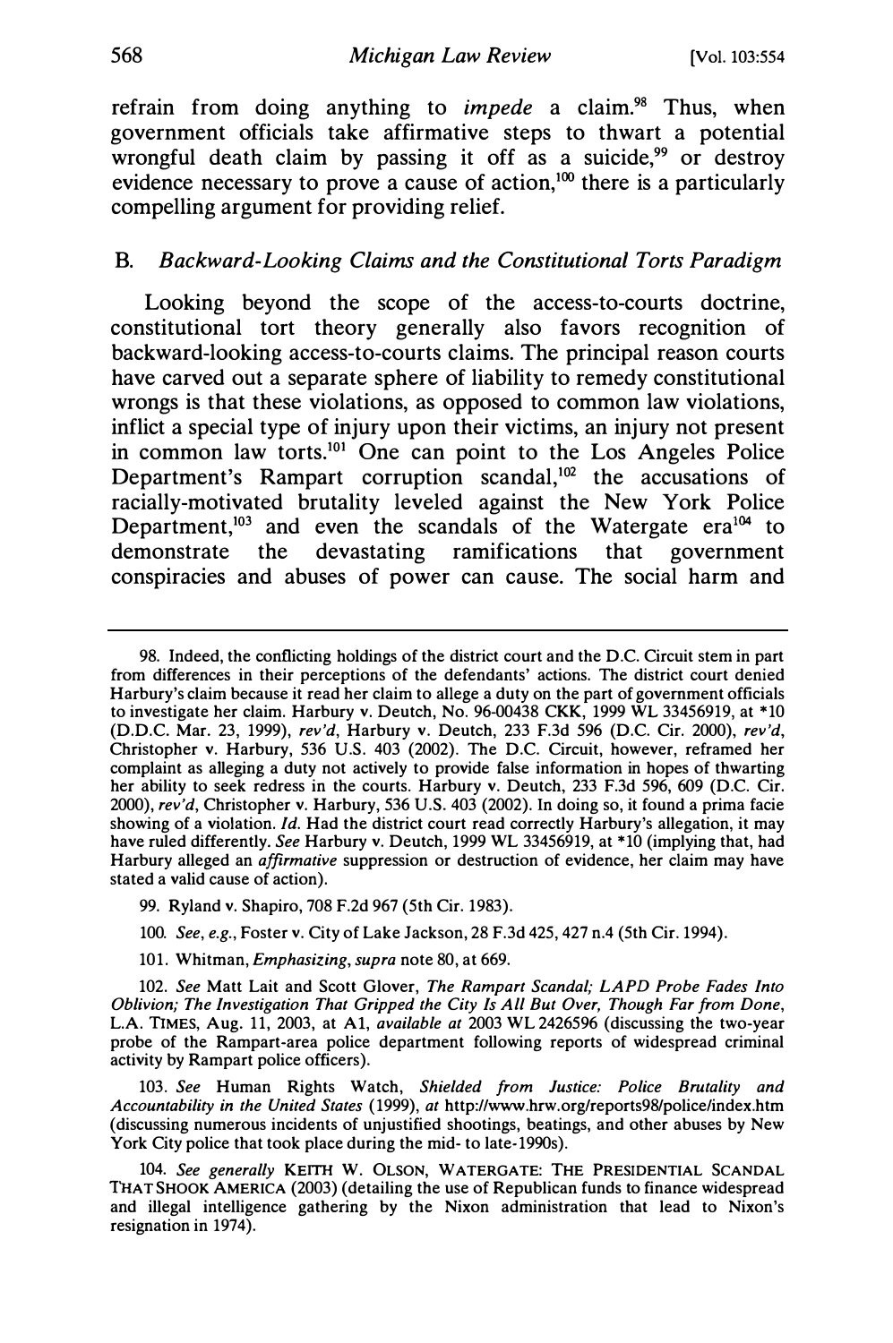refrain from doing anything to *impede* a claim.[98] Thus, when government officials take affirmative steps to thwart a potential wrongful death claim by passing it off as a suicide,[99] or destroy evidence necessary to prove a cause of action,[100] there is a particularly compelling argument for providing relief.

### B. *Backward-Looking Claims and the Constitutional Torts Paradigm*

Looking beyond the scope of the access-to-courts doctrine, constitutional tort theory generally also favors recognition of backward-looking access-to-courts claims. The principal reason courts have carved out a separate sphere of liability to remedy constitutional wrongs is that these violations, as opposed to common law violations, inflict a special type of injury upon their victims, an injury not present in common law torts.[101] One can point to the Los Angeles Police Department's Rampart corruption scandal,[102] the accusations of racially-motivated brutality leveled against the New York Police Department,[103] and even the scandals of the Watergate era[104] to demonstrate the devastating ramifications that government conspiracies and abuses of power can cause. The social harm and

---

98. Indeed, the conflicting holdings of the district court and the D.C. Circuit stem in part from differences in their perceptions of the defendants' actions. The district court denied Harbury's claim because it read her claim to allege a duty on the part of government officials to investigate her claim. Harbury v. Deutch, No. 96-00438 CKK, 1999 WL 33456919, at *10 (D.D.C. Mar. 23, 1999), *rev'd*, Harbury v. Deutch, 233 F.3d 596 (D.C. Cir. 2000), *rev'd*, Christopher v. Harbury, 536 U.S. 403 (2002). The D.C. Circuit, however, reframed her complaint as alleging a duty not actively to provide false information in hopes of thwarting her ability to seek redress in the courts. Harbury v. Deutch, 233 F.3d 596, 609 (D.C. Cir. 2000), *rev'd*, Christopher v. Harbury, 536 U.S. 403 (2002). In doing so, it found a prima facie showing of a violation. *Id.* Had the district court read correctly Harbury's allegation, it may have ruled differently. *See* Harbury v. Deutch, 1999 WL 33456919, at *10 (implying that, had Harbury alleged an *affirmative* suppression or destruction of evidence, her claim may have stated a valid cause of action).

99. Ryland v. Shapiro, 708 F.2d 967 (5th Cir. 1983).

100. *See, e.g.*, Foster v. City of Lake Jackson, 28 F.3d 425, 427 n.4 (5th Cir. 1994).

101. Whitman, *Emphasizing*, *supra* note 80, at 669.

102. *See* Matt Lait and Scott Glover, *The Rampart Scandal; LAPD Probe Fades Into Oblivion; The Investigation That Gripped the City Is All But Over, Though Far from Done*, L.A. TIMES, Aug. 11, 2003, at A1, *available at* 2003 WL 2426596 (discussing the two-year probe of the Rampart-area police department following reports of widespread criminal activity by Rampart police officers).

103. *See* Human Rights Watch, *Shielded from Justice: Police Brutality and Accountability in the United States* (1999), *at* http://www.hrw.org/reports98/police/index.htm (discussing numerous incidents of unjustified shootings, beatings, and other abuses by New York City police that took place during the mid- to late-1990s).

104. *See generally* KEITH W. OLSON, WATERGATE: THE PRESIDENTIAL SCANDAL THAT SHOOK AMERICA (2003) (detailing the use of Republican funds to finance widespread and illegal intelligence gathering by the Nixon administration that lead to Nixon's resignation in 1974).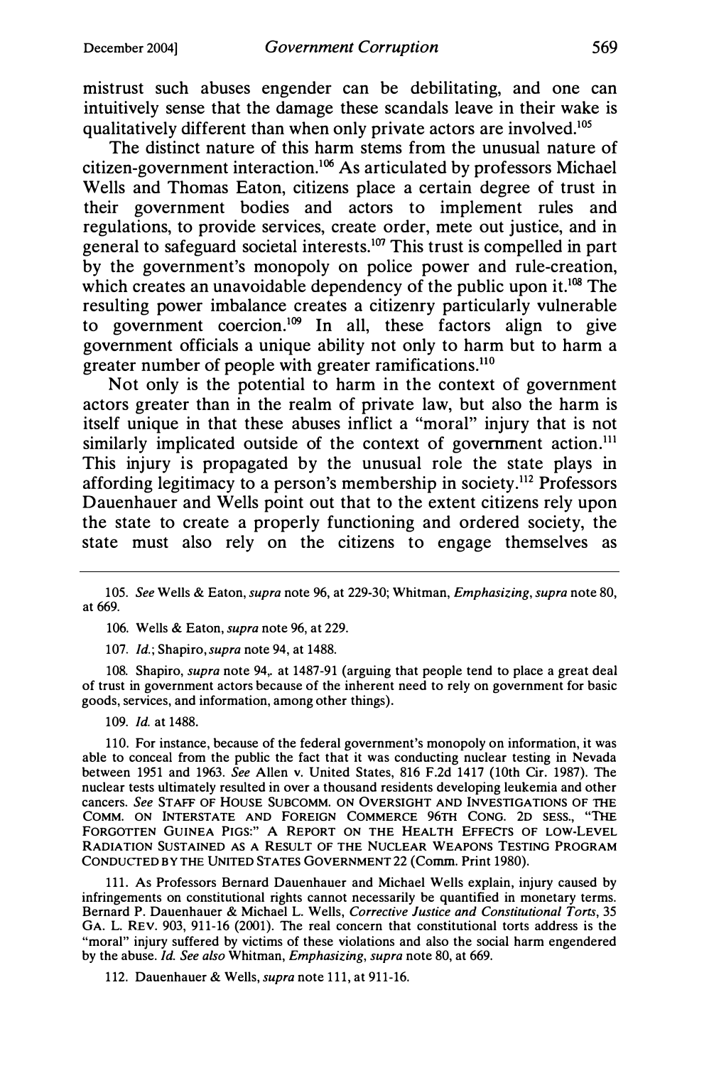mistrust such abuses engender can be debilitating, and one can intuitively sense that the damage these scandals leave in their wake is qualitatively different than when only private actors are involved.[105]

The distinct nature of this harm stems from the unusual nature of citizen-government interaction.[106] As articulated by professors Michael Wells and Thomas Eaton, citizens place a certain degree of trust in their government bodies and actors to implement rules and regulations, to provide services, create order, mete out justice, and in general to safeguard societal interests.[107] This trust is compelled in part by the government's monopoly on police power and rule-creation, which creates an unavoidable dependency of the public upon it.[108] The resulting power imbalance creates a citizenry particularly vulnerable to government coercion.[109] In all, these factors align to give government officials a unique ability not only to harm but to harm a greater number of people with greater ramifications.[110]

Not only is the potential to harm in the context of government actors greater than in the realm of private law, but also the harm is itself unique in that these abuses inflict a "moral" injury that is not similarly implicated outside of the context of government action.[111] This injury is propagated by the unusual role the state plays in affording legitimacy to a person's membership in society.[112] Professors Dauenhauer and Wells point out that to the extent citizens rely upon the state to create a properly functioning and ordered society, the state must also rely on the citizens to engage themselves as

---

105. *See* Wells & Eaton, *supra* note 96, at 229-30; Whitman, *Emphasizing*, *supra* note 80, at 669.

106. Wells & Eaton, *supra* note 96, at 229.

107. *Id.*; Shapiro, *supra* note 94, at 1488.

108. Shapiro, *supra* note 94,. at 1487-91 (arguing that people tend to place a great deal of trust in government actors because of the inherent need to rely on government for basic goods, services, and information, among other things).

109. *Id.* at 1488.

110. For instance, because of the federal government's monopoly on information, it was able to conceal from the public the fact that it was conducting nuclear testing in Nevada between 1951 and 1963. *See* Allen v. United States, 816 F.2d 1417 (10th Cir. 1987). The nuclear tests ultimately resulted in over a thousand residents developing leukemia and other cancers. *See* STAFF OF HOUSE SUBCOMM. ON OVERSIGHT AND INVESTIGATIONS OF THE COMM. ON INTERSTATE AND FOREIGN COMMERCE 96TH CONG. 2D SESS., "THE FORGOTTEN GUINEA PIGS:" A REPORT ON THE HEALTH EFFECTS OF LOW-LEVEL RADIATION SUSTAINED AS A RESULT OF THE NUCLEAR WEAPONS TESTING PROGRAM CONDUCTED BY THE UNITED STATES GOVERNMENT 22 (Comm. Print 1980).

111. As Professors Bernard Dauenhauer and Michael Wells explain, injury caused by infringements on constitutional rights cannot necessarily be quantified in monetary terms. Bernard P. Dauenhauer & Michael L. Wells, *Corrective Justice and Constitutional Torts*, 35 GA. L. REV. 903, 911-16 (2001). The real concern that constitutional torts address is the "moral" injury suffered by victims of these violations and also the social harm engendered by the abuse. *Id. See also* Whitman, *Emphasizing*, *supra* note 80, at 669.

112. Dauenhauer & Wells, *supra* note 111, at 911-16.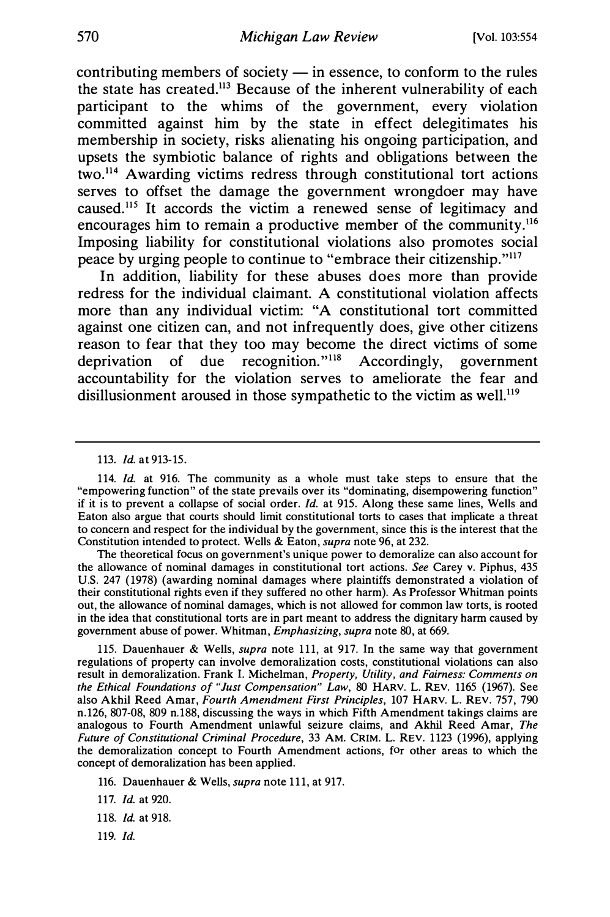contributing members of society — in essence, to conform to the rules the state has created.[113] Because of the inherent vulnerability of each participant to the whims of the government, every violation committed against him by the state in effect delegitimates his membership in society, risks alienating his ongoing participation, and upsets the symbiotic balance of rights and obligations between the two.[114] Awarding victims redress through constitutional tort actions serves to offset the damage the government wrongdoer may have caused.[115] It accords the victim a renewed sense of legitimacy and encourages him to remain a productive member of the community.[116] Imposing liability for constitutional violations also promotes social peace by urging people to continue to "embrace their citizenship."[117]

In addition, liability for these abuses does more than provide redress for the individual claimant. A constitutional violation affects more than any individual victim: "A constitutional tort committed against one citizen can, and not infrequently does, give other citizens reason to fear that they too may become the direct victims of some deprivation of due recognition."[118] Accordingly, government accountability for the violation serves to ameliorate the fear and disillusionment aroused in those sympathetic to the victim as well.[119]

---

113. *Id.* at 913-15.

114. *Id.* at 916. The community as a whole must take steps to ensure that the "empowering function" of the state prevails over its "dominating, disempowering function" if it is to prevent a collapse of social order. *Id.* at 915. Along these same lines, Wells and Eaton also argue that courts should limit constitutional torts to cases that implicate a threat to concern and respect for the individual by the government, since this is the interest that the Constitution intended to protect. Wells & Eaton, *supra* note 96, at 232.

The theoretical focus on government's unique power to demoralize can also account for the allowance of nominal damages in constitutional tort actions. *See* Carey v. Piphus, 435 U.S. 247 (1978) (awarding nominal damages where plaintiffs demonstrated a violation of their constitutional rights even if they suffered no other harm). As Professor Whitman points out, the allowance of nominal damages, which is not allowed for common law torts, is rooted in the idea that constitutional torts are in part meant to address the dignitary harm caused by government abuse of power. Whitman, *Emphasizing*, *supra* note 80, at 669.

115. Dauenhauer & Wells, *supra* note 111, at 917. In the same way that government regulations of property can involve demoralization costs, constitutional violations can also result in demoralization. Frank I. Michelman, *Property, Utility, and Fairness: Comments on the Ethical Foundations of "Just Compensation" Law*, 80 HARV. L. REV. 1165 (1967). See also Akhil Reed Amar, *Fourth Amendment First Principles*, 107 HARV. L. REV. 757, 790 n.126, 807-08, 809 n.188, discussing the ways in which Fifth Amendment takings claims are analogous to Fourth Amendment unlawful seizure claims, and Akhil Reed Amar, *The Future of Constitutional Criminal Procedure*, 33 AM. CRIM. L. REV. 1123 (1996), applying the demoralization concept to Fourth Amendment actions, for other areas to which the concept of demoralization has been applied.

116. Dauenhauer & Wells, *supra* note 111, at 917.

117. *Id.* at 920.

118. *Id.* at 918.

119. *Id.*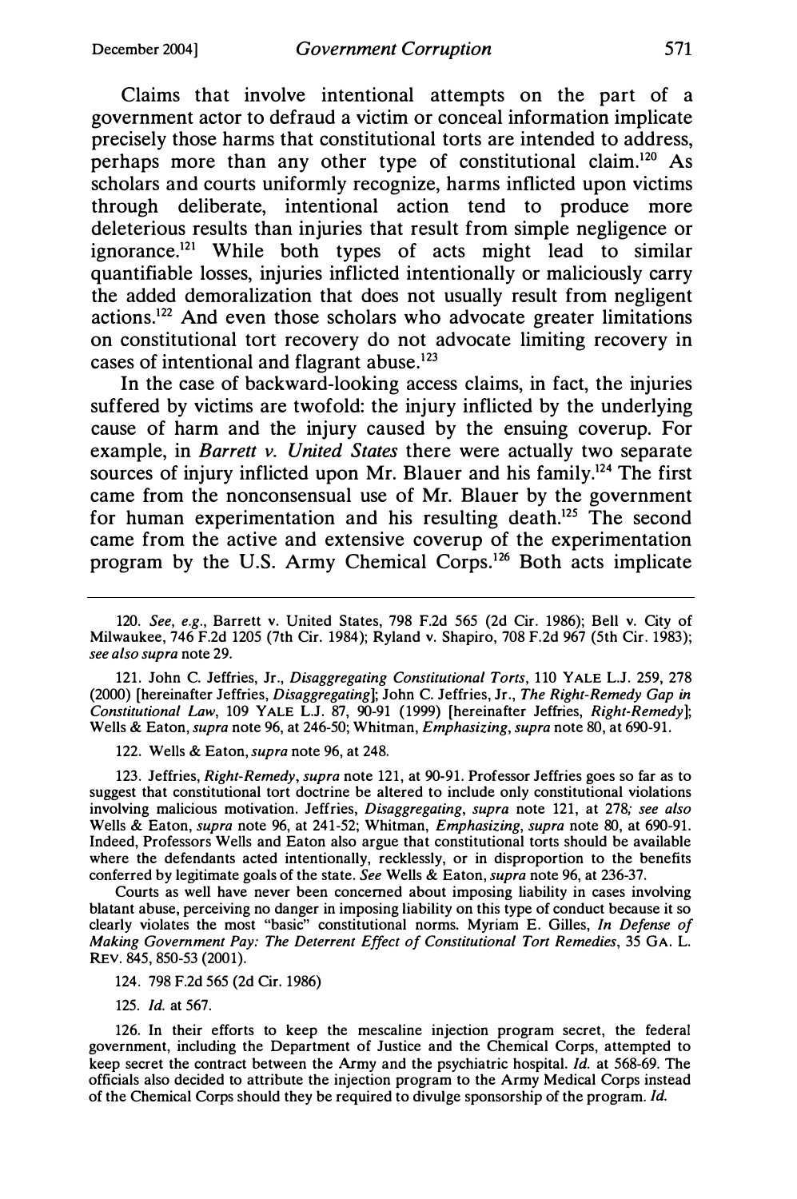Claims that involve intentional attempts on the part of a government actor to defraud a victim or conceal information implicate precisely those harms that constitutional torts are intended to address, perhaps more than any other type of constitutional claim.[120] As scholars and courts uniformly recognize, harms inflicted upon victims through deliberate, intentional action tend to produce more deleterious results than injuries that result from simple negligence or ignorance.[121] While both types of acts might lead to similar quantifiable losses, injuries inflicted intentionally or maliciously carry the added demoralization that does not usually result from negligent actions.[122] And even those scholars who advocate greater limitations on constitutional tort recovery do not advocate limiting recovery in cases of intentional and flagrant abuse.[123]

In the case of backward-looking access claims, in fact, the injuries suffered by victims are twofold: the injury inflicted by the underlying cause of harm and the injury caused by the ensuing coverup. For example, in *Barrett v. United States* there were actually two separate sources of injury inflicted upon Mr. Blauer and his family.[124] The first came from the nonconsensual use of Mr. Blauer by the government for human experimentation and his resulting death.[125] The second came from the active and extensive coverup of the experimentation program by the U.S. Army Chemical Corps.[126] Both acts implicate

---

120. *See, e.g.*, Barrett v. United States, 798 F.2d 565 (2d Cir. 1986); Bell v. City of Milwaukee, 746 F.2d 1205 (7th Cir. 1984); Ryland v. Shapiro, 708 F.2d 967 (5th Cir. 1983); *see also supra* note 29.

121. John C. Jeffries, Jr., *Disaggregating Constitutional Torts*, 110 YALE L.J. 259, 278 (2000) [hereinafter Jeffries, *Disaggregating*]; John C. Jeffries, Jr., *The Right-Remedy Gap in Constitutional Law*, 109 YALE L.J. 87, 90-91 (1999) [hereinafter Jeffries, *Right-Remedy*]; Wells & Eaton, *supra* note 96, at 246-50; Whitman, *Emphasizing*, *supra* note 80, at 690-91.

122. Wells & Eaton, *supra* note 96, at 248.

123. Jeffries, *Right-Remedy*, *supra* note 121, at 90-91. Professor Jeffries goes so far as to suggest that constitutional tort doctrine be altered to include only constitutional violations involving malicious motivation. Jeffries, *Disaggregating*, *supra* note 121, at 278; *see also* Wells & Eaton, *supra* note 96, at 241-52; Whitman, *Emphasizing*, *supra* note 80, at 690-91. Indeed, Professors Wells and Eaton also argue that constitutional torts should be available where the defendants acted intentionally, recklessly, or in disproportion to the benefits conferred by legitimate goals of the state. *See* Wells & Eaton, *supra* note 96, at 236-37.

Courts as well have never been concerned about imposing liability in cases involving blatant abuse, perceiving no danger in imposing liability on this type of conduct because it so clearly violates the most "basic" constitutional norms. Myriam E. Gilles, *In Defense of Making Government Pay: The Deterrent Effect of Constitutional Tort Remedies*, 35 GA. L. REV. 845, 850-53 (2001).

124. 798 F.2d 565 (2d Cir. 1986)

125. *Id.* at 567.

126. In their efforts to keep the mescaline injection program secret, the federal government, including the Department of Justice and the Chemical Corps, attempted to keep secret the contract between the Army and the psychiatric hospital. *Id.* at 568-69. The officials also decided to attribute the injection program to the Army Medical Corps instead of the Chemical Corps should they be required to divulge sponsorship of the program. *Id.*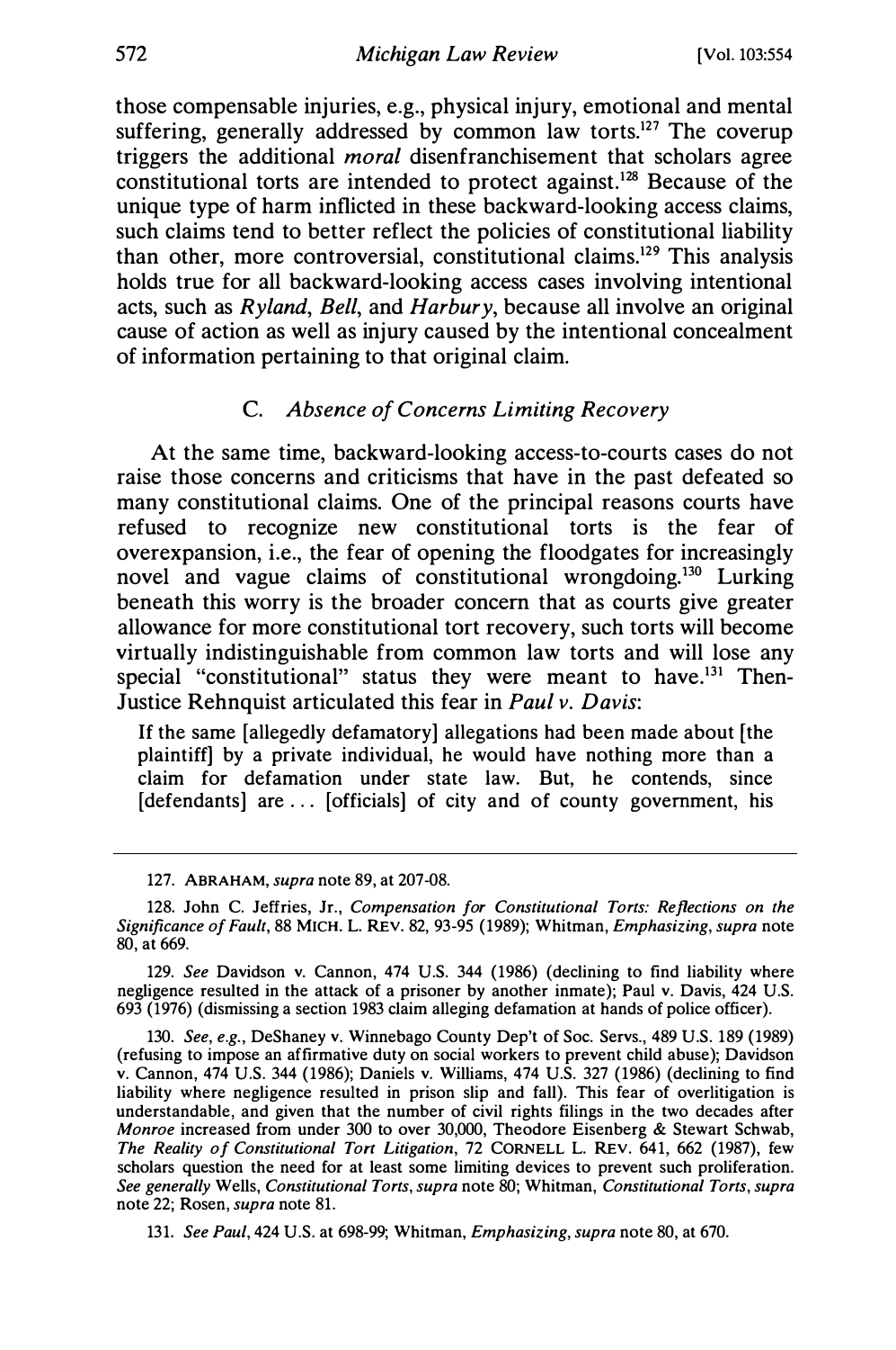those compensable injuries, e.g., physical injury, emotional and mental suffering, generally addressed by common law torts.[127] The coverup triggers the additional *moral* disenfranchisement that scholars agree constitutional torts are intended to protect against.[128] Because of the unique type of harm inflicted in these backward-looking access claims, such claims tend to better reflect the policies of constitutional liability than other, more controversial, constitutional claims.[129] This analysis holds true for all backward-looking access cases involving intentional acts, such as *Ryland*, *Bell*, and *Harbury*, because all involve an original cause of action as well as injury caused by the intentional concealment of information pertaining to that original claim.

### C. *Absence of Concerns Limiting Recovery*

At the same time, backward-looking access-to-courts cases do not raise those concerns and criticisms that have in the past defeated so many constitutional claims. One of the principal reasons courts have refused to recognize new constitutional torts is the fear of overexpansion, i.e., the fear of opening the floodgates for increasingly novel and vague claims of constitutional wrongdoing.[130] Lurking beneath this worry is the broader concern that as courts give greater allowance for more constitutional tort recovery, such torts will become virtually indistinguishable from common law torts and will lose any special "constitutional" status they were meant to have.[131] Then-Justice Rehnquist articulated this fear in *Paul v. Davis*:

> If the same [allegedly defamatory] allegations had been made about [the plaintiff] by a private individual, he would have nothing more than a claim for defamation under state law. But, he contends, since [defendants] are . . . [officials] of city and of county government, his

---

127. ABRAHAM, *supra* note 89, at 207-08.

128. John C. Jeffries, Jr., *Compensation for Constitutional Torts: Reflections on the Significance of Fault*, 88 MICH. L. REV. 82, 93-95 (1989); Whitman, *Emphasizing*, *supra* note 80, at 669.

129. *See* Davidson v. Cannon, 474 U.S. 344 (1986) (declining to find liability where negligence resulted in the attack of a prisoner by another inmate); Paul v. Davis, 424 U.S. 693 (1976) (dismissing a section 1983 claim alleging defamation at hands of police officer).

130. *See, e.g.*, DeShaney v. Winnebago County Dep't of Soc. Servs., 489 U.S. 189 (1989) (refusing to impose an affirmative duty on social workers to prevent child abuse); Davidson v. Cannon, 474 U.S. 344 (1986); Daniels v. Williams, 474 U.S. 327 (1986) (declining to find liability where negligence resulted in prison slip and fall). This fear of overlitigation is understandable, and given that the number of civil rights filings in the two decades after *Monroe* increased from under 300 to over 30,000, Theodore Eisenberg & Stewart Schwab, *The Reality of Constitutional Tort Litigation*, 72 CORNELL L. REV. 641, 662 (1987), few scholars question the need for at least some limiting devices to prevent such proliferation. *See generally* Wells, *Constitutional Torts*, *supra* note 80; Whitman, *Constitutional Torts*, *supra* note 22; Rosen, *supra* note 81.

131. *See Paul*, 424 U.S. at 698-99; Whitman, *Emphasizing*, *supra* note 80, at 670.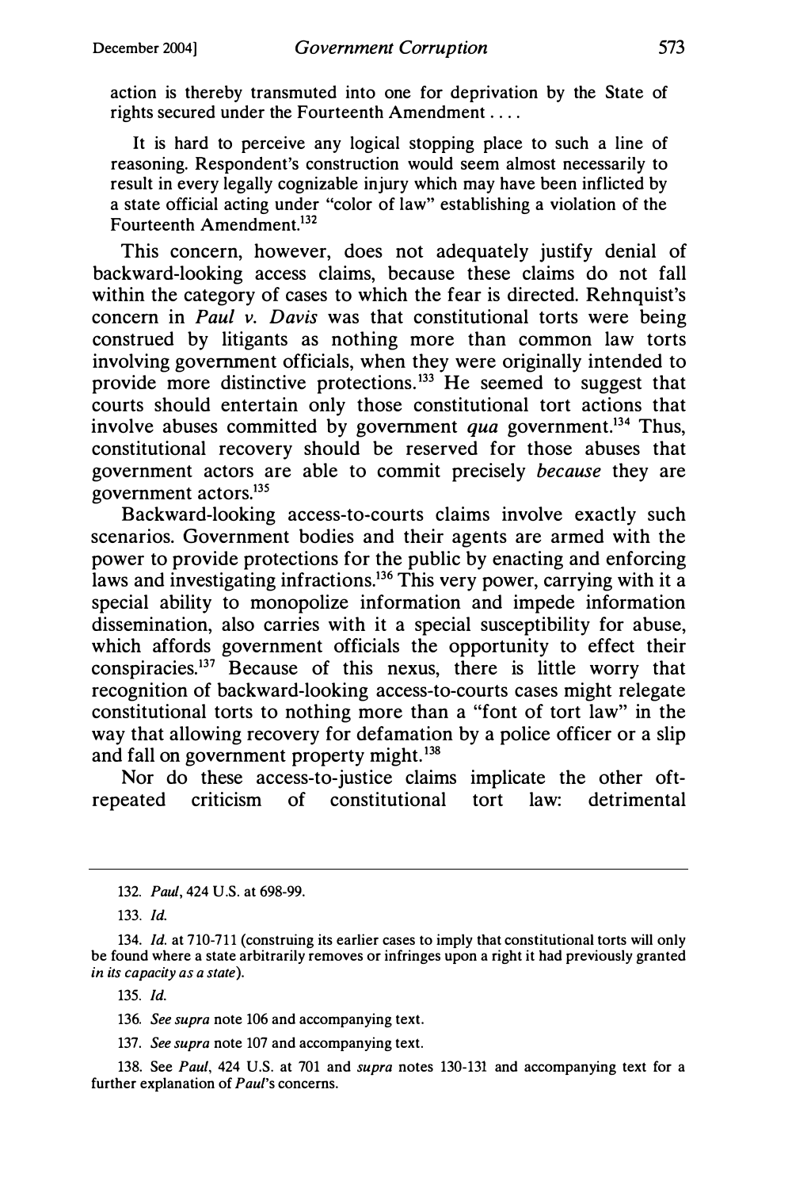> action is thereby transmuted into one for deprivation by the State of rights secured under the Fourteenth Amendment . . . .
>
> It is hard to perceive any logical stopping place to such a line of reasoning. Respondent's construction would seem almost necessarily to result in every legally cognizable injury which may have been inflicted by a state official acting under "color of law" establishing a violation of the Fourteenth Amendment.[132]

This concern, however, does not adequately justify denial of backward-looking access claims, because these claims do not fall within the category of cases to which the fear is directed. Rehnquist's concern in *Paul v. Davis* was that constitutional torts were being construed by litigants as nothing more than common law torts involving government officials, when they were originally intended to provide more distinctive protections.[133] He seemed to suggest that courts should entertain only those constitutional tort actions that involve abuses committed by government *qua* government.[134] Thus, constitutional recovery should be reserved for those abuses that government actors are able to commit precisely *because* they are government actors.[135]

Backward-looking access-to-courts claims involve exactly such scenarios. Government bodies and their agents are armed with the power to provide protections for the public by enacting and enforcing laws and investigating infractions.[136] This very power, carrying with it a special ability to monopolize information and impede information dissemination, also carries with it a special susceptibility for abuse, which affords government officials the opportunity to effect their conspiracies.[137] Because of this nexus, there is little worry that recognition of backward-looking access-to-courts cases might relegate constitutional torts to nothing more than a "font of tort law" in the way that allowing recovery for defamation by a police officer or a slip and fall on government property might.[138]

Nor do these access-to-justice claims implicate the other oft-repeated criticism of constitutional tort law: detrimental

---

132. *Paul*, 424 U.S. at 698-99.

133. *Id.*

134. *Id.* at 710-711 (construing its earlier cases to imply that constitutional torts will only be found where a state arbitrarily removes or infringes upon a right it had previously granted *in its capacity as a state*).

135. *Id.*

136. *See supra* note 106 and accompanying text.

137. *See supra* note 107 and accompanying text.

138. See *Paul*, 424 U.S. at 701 and *supra* notes 130-131 and accompanying text for a further explanation of *Paul*'s concerns.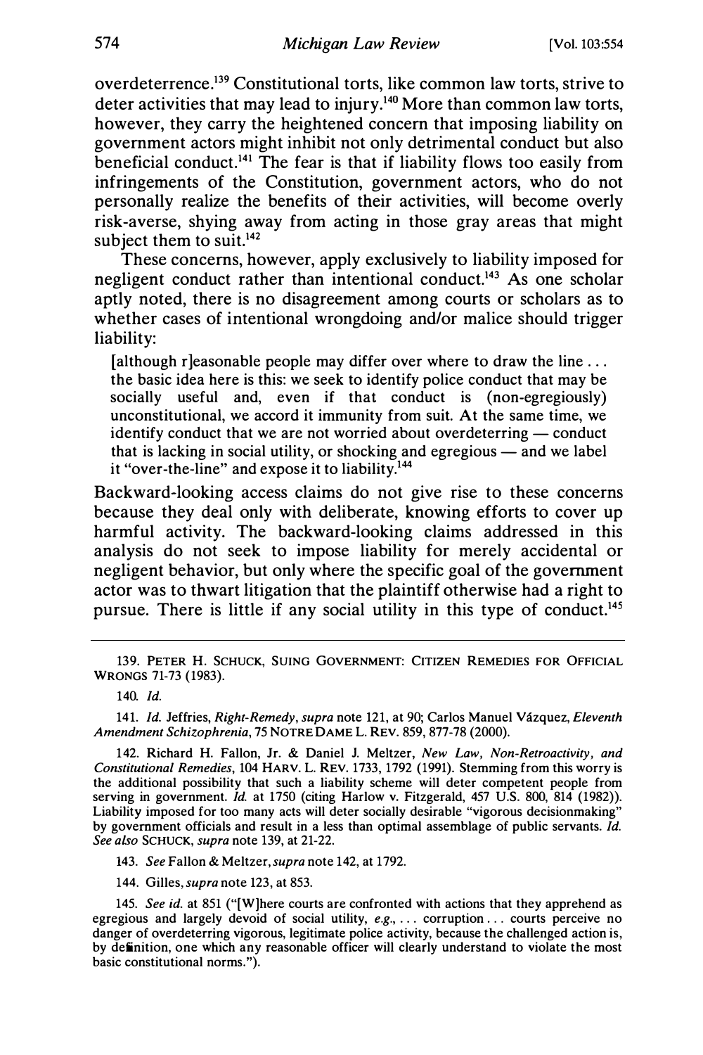overdeterrence.[139] Constitutional torts, like common law torts, strive to deter activities that may lead to injury.[140] More than common law torts, however, they carry the heightened concern that imposing liability on government actors might inhibit not only detrimental conduct but also beneficial conduct.[141] The fear is that if liability flows too easily from infringements of the Constitution, government actors, who do not personally realize the benefits of their activities, will become overly risk-averse, shying away from acting in those gray areas that might subject them to suit.[142]

These concerns, however, apply exclusively to liability imposed for negligent conduct rather than intentional conduct.[143] As one scholar aptly noted, there is no disagreement among courts or scholars as to whether cases of intentional wrongdoing and/or malice should trigger liability:

> [although r]easonable people may differ over where to draw the line . . . the basic idea here is this: we seek to identify police conduct that may be socially useful and, even if that conduct is (non-egregiously) unconstitutional, we accord it immunity from suit. At the same time, we identify conduct that we are not worried about overdeterring — conduct that is lacking in social utility, or shocking and egregious — and we label it "over-the-line" and expose it to liability.[144]

Backward-looking access claims do not give rise to these concerns because they deal only with deliberate, knowing efforts to cover up harmful activity. The backward-looking claims addressed in this analysis do not seek to impose liability for merely accidental or negligent behavior, but only where the specific goal of the government actor was to thwart litigation that the plaintiff otherwise had a right to pursue. There is little if any social utility in this type of conduct.[145]

---

139. PETER H. SCHUCK, SUING GOVERNMENT: CITIZEN REMEDIES FOR OFFICIAL WRONGS 71-73 (1983).

140. *Id.*

141. *Id.* Jeffries, *Right-Remedy*, *supra* note 121, at 90; Carlos Manuel Vázquez, *Eleventh Amendment Schizophrenia*, 75 NOTRE DAME L. REV. 859, 877-78 (2000).

142. Richard H. Fallon, Jr. & Daniel J. Meltzer, *New Law, Non-Retroactivity, and Constitutional Remedies*, 104 HARV. L. REV. 1733, 1792 (1991). Stemming from this worry is the additional possibility that such a liability scheme will deter competent people from serving in government. *Id.* at 1750 (citing Harlow v. Fitzgerald, 457 U.S. 800, 814 (1982)). Liability imposed for too many acts will deter socially desirable "vigorous decisionmaking" by government officials and result in a less than optimal assemblage of public servants. *Id.* *See also* SCHUCK, *supra* note 139, at 21-22.

143. *See* Fallon & Meltzer, *supra* note 142, at 1792.

144. Gilles, *supra* note 123, at 853.

145. *See id.* at 851 ("[W]here courts are confronted with actions that they apprehend as egregious and largely devoid of social utility, *e.g.*, . . . corruption . . . courts perceive no danger of overdeterring vigorous, legitimate police activity, because the challenged action is, by definition, one which any reasonable officer will clearly understand to violate the most basic constitutional norms.").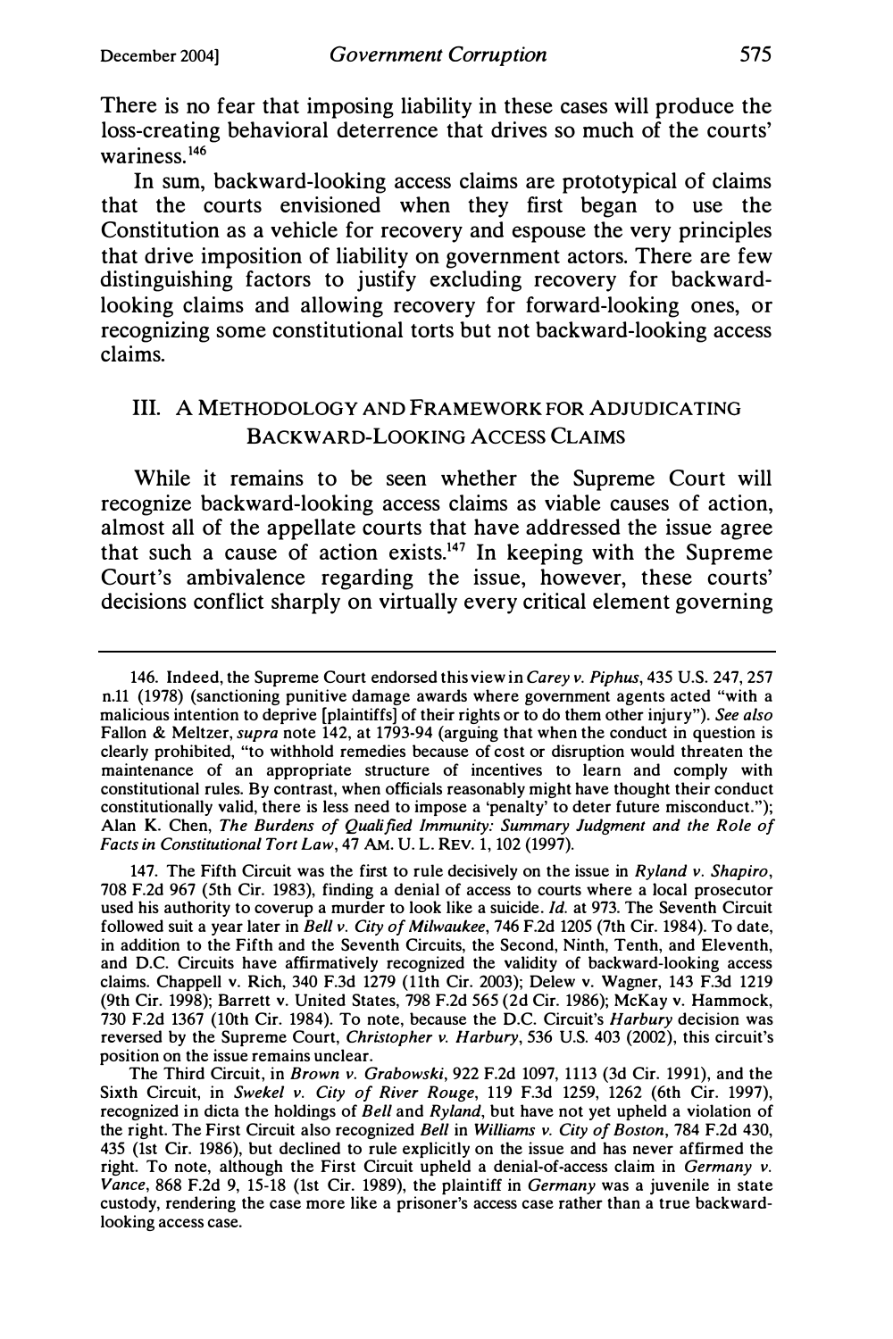There is no fear that imposing liability in these cases will produce the loss-creating behavioral deterrence that drives so much of the courts' wariness.[146]

In sum, backward-looking access claims are prototypical of claims that the courts envisioned when they first began to use the Constitution as a vehicle for recovery and espouse the very principles that drive imposition of liability on government actors. There are few distinguishing factors to justify excluding recovery for backward-looking claims and allowing recovery for forward-looking ones, or recognizing some constitutional torts but not backward-looking access claims.

## III. A METHODOLOGY AND FRAMEWORK FOR ADJUDICATING BACKWARD-LOOKING ACCESS CLAIMS

While it remains to be seen whether the Supreme Court will recognize backward-looking access claims as viable causes of action, almost all of the appellate courts that have addressed the issue agree that such a cause of action exists.[147] In keeping with the Supreme Court's ambivalence regarding the issue, however, these courts' decisions conflict sharply on virtually every critical element governing

---

146. Indeed, the Supreme Court endorsed this view in *Carey v. Piphus*, 435 U.S. 247, 257 n.11 (1978) (sanctioning punitive damage awards where government agents acted "with a malicious intention to deprive [plaintiffs] of their rights or to do them other injury"). *See also* Fallon & Meltzer, *supra* note 142, at 1793-94 (arguing that when the conduct in question is clearly prohibited, "to withhold remedies because of cost or disruption would threaten the maintenance of an appropriate structure of incentives to learn and comply with constitutional rules. By contrast, when officials reasonably might have thought their conduct constitutionally valid, there is less need to impose a 'penalty' to deter future misconduct."); Alan K. Chen, *The Burdens of Qualified Immunity: Summary Judgment and the Role of Facts in Constitutional Tort Law*, 47 AM. U. L. REV. 1, 102 (1997).

147. The Fifth Circuit was the first to rule decisively on the issue in *Ryland v. Shapiro*, 708 F.2d 967 (5th Cir. 1983), finding a denial of access to courts where a local prosecutor used his authority to coverup a murder to look like a suicide. *Id.* at 973. The Seventh Circuit followed suit a year later in *Bell v. City of Milwaukee*, 746 F.2d 1205 (7th Cir. 1984). To date, in addition to the Fifth and the Seventh Circuits, the Second, Ninth, Tenth, and Eleventh, and D.C. Circuits have affirmatively recognized the validity of backward-looking access claims. Chappell v. Rich, 340 F.3d 1279 (11th Cir. 2003); Delew v. Wagner, 143 F.3d 1219 (9th Cir. 1998); Barrett v. United States, 798 F.2d 565 (2d Cir. 1986); McKay v. Hammock, 730 F.2d 1367 (10th Cir. 1984). To note, because the D.C. Circuit's *Harbury* decision was reversed by the Supreme Court, *Christopher v. Harbury*, 536 U.S. 403 (2002), this circuit's position on the issue remains unclear.

The Third Circuit, in *Brown v. Grabowski*, 922 F.2d 1097, 1113 (3d Cir. 1991), and the Sixth Circuit, in *Swekel v. City of River Rouge*, 119 F.3d 1259, 1262 (6th Cir. 1997), recognized in dicta the holdings of *Bell* and *Ryland*, but have not yet upheld a violation of the right. The First Circuit also recognized *Bell* in *Williams v. City of Boston*, 784 F.2d 430, 435 (1st Cir. 1986), but declined to rule explicitly on the issue and has never affirmed the right. To note, although the First Circuit upheld a denial-of-access claim in *Germany v. Vance*, 868 F.2d 9, 15-18 (1st Cir. 1989), the plaintiff in *Germany* was a juvenile in state custody, rendering the case more like a prisoner's access case rather than a true backward-looking access case.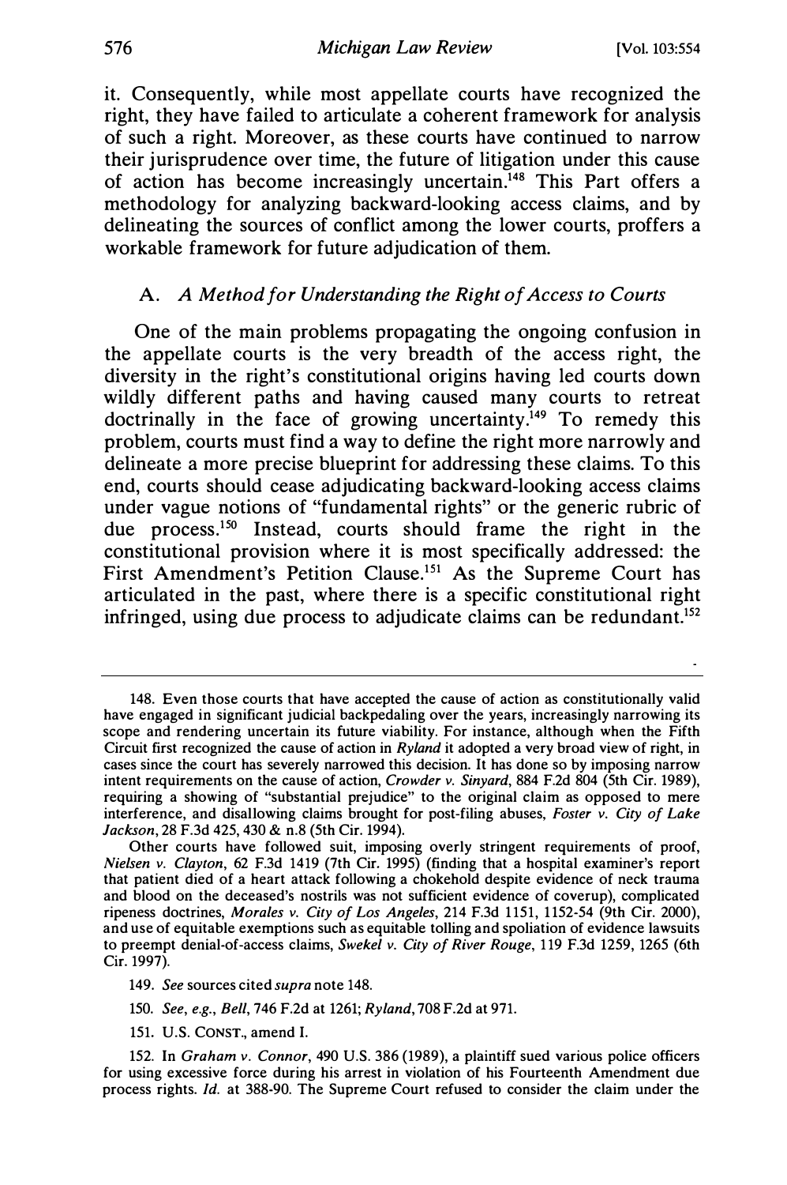it. Consequently, while most appellate courts have recognized the right, they have failed to articulate a coherent framework for analysis of such a right. Moreover, as these courts have continued to narrow their jurisprudence over time, the future of litigation under this cause of action has become increasingly uncertain.[148] This Part offers a methodology for analyzing backward-looking access claims, and by delineating the sources of conflict among the lower courts, proffers a workable framework for future adjudication of them.

### A. *A Method for Understanding the Right of Access to Courts*

One of the main problems propagating the ongoing confusion in the appellate courts is the very breadth of the access right, the diversity in the right's constitutional origins having led courts down wildly different paths and having caused many courts to retreat doctrinally in the face of growing uncertainty.[149] To remedy this problem, courts must find a way to define the right more narrowly and delineate a more precise blueprint for addressing these claims. To this end, courts should cease adjudicating backward-looking access claims under vague notions of "fundamental rights" or the generic rubric of due process.[150] Instead, courts should frame the right in the constitutional provision where it is most specifically addressed: the First Amendment's Petition Clause.[151] As the Supreme Court has articulated in the past, where there is a specific constitutional right infringed, using due process to adjudicate claims can be redundant.[152]

---

148. Even those courts that have accepted the cause of action as constitutionally valid have engaged in significant judicial backpedaling over the years, increasingly narrowing its scope and rendering uncertain its future viability. For instance, although when the Fifth Circuit first recognized the cause of action in *Ryland* it adopted a very broad view of right, in cases since the court has severely narrowed this decision. It has done so by imposing narrow intent requirements on the cause of action, *Crowder v. Sinyard*, 884 F.2d 804 (5th Cir. 1989), requiring a showing of "substantial prejudice" to the original claim as opposed to mere interference, and disallowing claims brought for post-filing abuses, *Foster v. City of Lake Jackson*, 28 F.3d 425, 430 & n.8 (5th Cir. 1994).

Other courts have followed suit, imposing overly stringent requirements of proof, *Nielsen v. Clayton*, 62 F.3d 1419 (7th Cir. 1995) (finding that a hospital examiner's report that patient died of a heart attack following a chokehold despite evidence of neck trauma and blood on the deceased's nostrils was not sufficient evidence of coverup), complicated ripeness doctrines, *Morales v. City of Los Angeles*, 214 F.3d 1151, 1152-54 (9th Cir. 2000), and use of equitable exemptions such as equitable tolling and spoliation of evidence lawsuits to preempt denial-of-access claims, *Swekel v. City of River Rouge*, 119 F.3d 1259, 1265 (6th Cir. 1997).

149. *See* sources cited *supra* note 148.

150. *See, e.g.*, *Bell*, 746 F.2d at 1261; *Ryland*, 708 F.2d at 971.

151. U.S. CONST., amend I.

152. In *Graham v. Connor*, 490 U.S. 386 (1989), a plaintiff sued various police officers for using excessive force during his arrest in violation of his Fourteenth Amendment due process rights. *Id.* at 388-90. The Supreme Court refused to consider the claim under the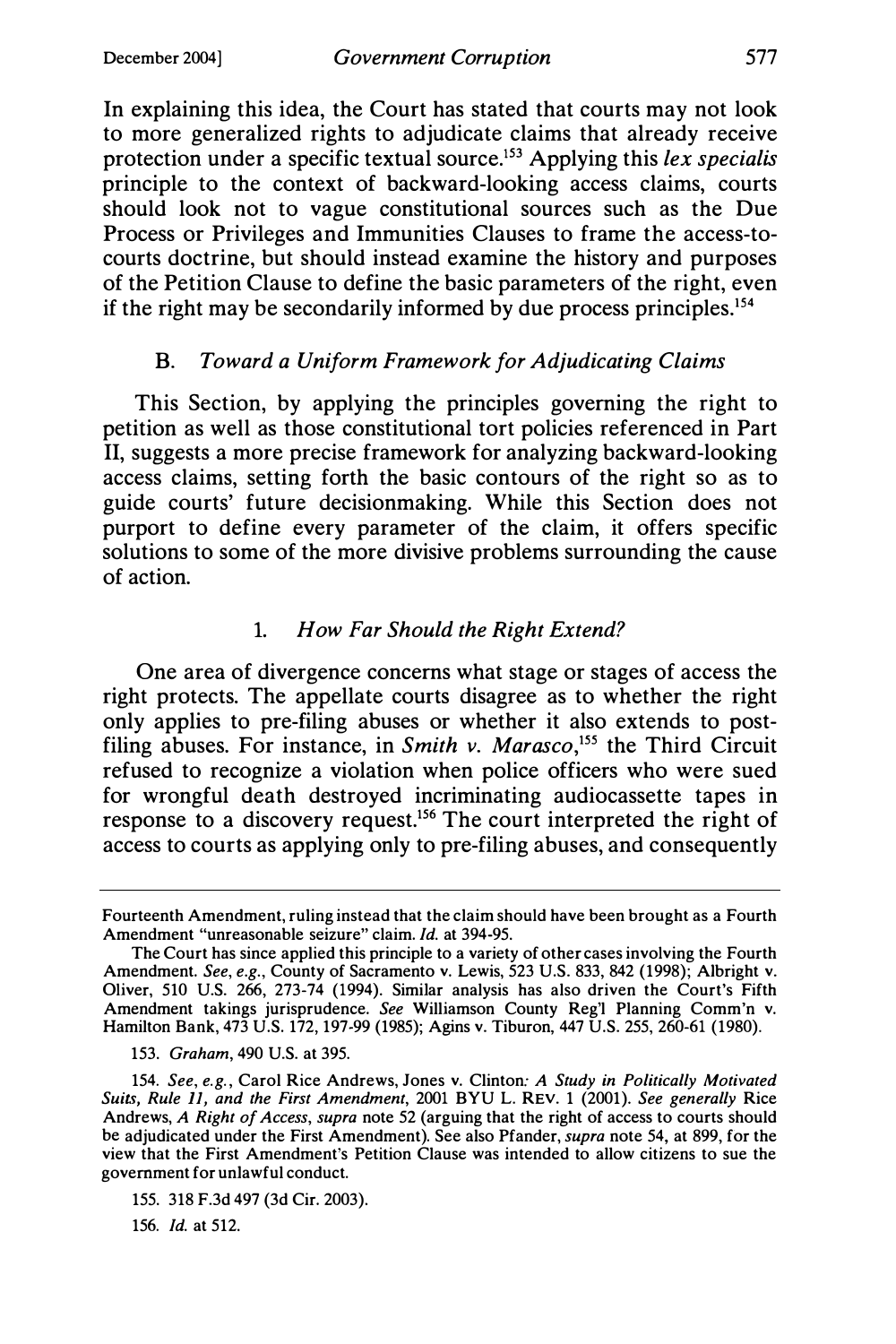In explaining this idea, the Court has stated that courts may not look to more generalized rights to adjudicate claims that already receive protection under a specific textual source.[153] Applying this *lex specialis* principle to the context of backward-looking access claims, courts should look not to vague constitutional sources such as the Due Process or Privileges and Immunities Clauses to frame the access-to-courts doctrine, but should instead examine the history and purposes of the Petition Clause to define the basic parameters of the right, even if the right may be secondarily informed by due process principles.[154]

### B. *Toward a Uniform Framework for Adjudicating Claims*

This Section, by applying the principles governing the right to petition as well as those constitutional tort policies referenced in Part II, suggests a more precise framework for analyzing backward-looking access claims, setting forth the basic contours of the right so as to guide courts' future decisionmaking. While this Section does not purport to define every parameter of the claim, it offers specific solutions to some of the more divisive problems surrounding the cause of action.

#### 1. *How Far Should the Right Extend?*

One area of divergence concerns what stage or stages of access the right protects. The appellate courts disagree as to whether the right only applies to pre-filing abuses or whether it also extends to post-filing abuses. For instance, in *Smith v. Marasco*,[155] the Third Circuit refused to recognize a violation when police officers who were sued for wrongful death destroyed incriminating audiocassette tapes in response to a discovery request.[156] The court interpreted the right of access to courts as applying only to pre-filing abuses, and consequently

---

Fourteenth Amendment, ruling instead that the claim should have been brought as a Fourth Amendment "unreasonable seizure" claim. *Id.* at 394-95.

The Court has since applied this principle to a variety of other cases involving the Fourth Amendment. *See, e.g.*, County of Sacramento v. Lewis, 523 U.S. 833, 842 (1998); Albright v. Oliver, 510 U.S. 266, 273-74 (1994). Similar analysis has also driven the Court's Fifth Amendment takings jurisprudence. *See* Williamson County Reg'l Planning Comm'n v. Hamilton Bank, 473 U.S. 172, 197-99 (1985); Agins v. Tiburon, 447 U.S. 255, 260-61 (1980).

153. *Graham*, 490 U.S. at 395.

154. *See, e.g.*, Carol Rice Andrews, Jones v. Clinton*: A Study in Politically Motivated Suits, Rule 11, and the First Amendment*, 2001 BYU L. REV. 1 (2001). *See generally* Rice Andrews, *A Right of Access*, *supra* note 52 (arguing that the right of access to courts should be adjudicated under the First Amendment). See also Pfander, *supra* note 54, at 899, for the view that the First Amendment's Petition Clause was intended to allow citizens to sue the government for unlawful conduct.

155. 318 F.3d 497 (3d Cir. 2003).

156. *Id.* at 512.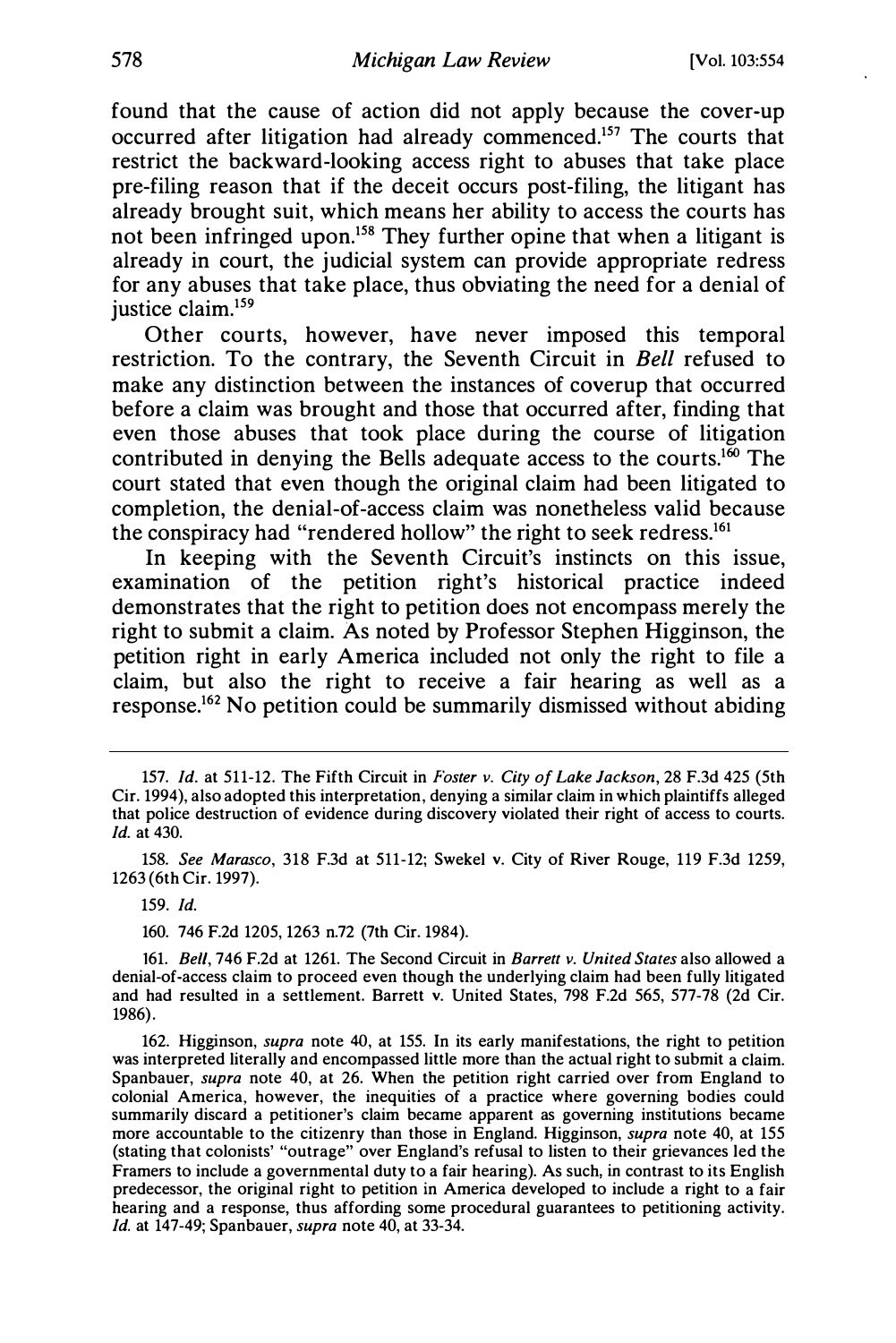found that the cause of action did not apply because the cover-up occurred after litigation had already commenced.[157] The courts that restrict the backward-looking access right to abuses that take place pre-filing reason that if the deceit occurs post-filing, the litigant has already brought suit, which means her ability to access the courts has not been infringed upon.[158] They further opine that when a litigant is already in court, the judicial system can provide appropriate redress for any abuses that take place, thus obviating the need for a denial of justice claim.[159]

Other courts, however, have never imposed this temporal restriction. To the contrary, the Seventh Circuit in *Bell* refused to make any distinction between the instances of coverup that occurred before a claim was brought and those that occurred after, finding that even those abuses that took place during the course of litigation contributed in denying the Bells adequate access to the courts.[160] The court stated that even though the original claim had been litigated to completion, the denial-of-access claim was nonetheless valid because the conspiracy had "rendered hollow" the right to seek redress.[161]

In keeping with the Seventh Circuit's instincts on this issue, examination of the petition right's historical practice indeed demonstrates that the right to petition does not encompass merely the right to submit a claim. As noted by Professor Stephen Higginson, the petition right in early America included not only the right to file a claim, but also the right to receive a fair hearing as well as a response.[162] No petition could be summarily dismissed without abiding

---

157. *Id.* at 511-12. The Fifth Circuit in *Foster v. City of Lake Jackson*, 28 F.3d 425 (5th Cir. 1994), also adopted this interpretation, denying a similar claim in which plaintiffs alleged that police destruction of evidence during discovery violated their right of access to courts. *Id.* at 430.

158. *See Marasco*, 318 F.3d at 511-12; Swekel v. City of River Rouge, 119 F.3d 1259, 1263 (6th Cir. 1997).

159. *Id.*

160. 746 F.2d 1205, 1263 n.72 (7th Cir. 1984).

161. *Bell*, 746 F.2d at 1261. The Second Circuit in *Barrett v. United States* also allowed a denial-of-access claim to proceed even though the underlying claim had been fully litigated and had resulted in a settlement. Barrett v. United States, 798 F.2d 565, 577-78 (2d Cir. 1986).

162. Higginson, *supra* note 40, at 155. In its early manifestations, the right to petition was interpreted literally and encompassed little more than the actual right to submit a claim. Spanbauer, *supra* note 40, at 26. When the petition right carried over from England to colonial America, however, the inequities of a practice where governing bodies could summarily discard a petitioner's claim became apparent as governing institutions became more accountable to the citizenry than those in England. Higginson, *supra* note 40, at 155 (stating that colonists' "outrage" over England's refusal to listen to their grievances led the Framers to include a governmental duty to a fair hearing). As such, in contrast to its English predecessor, the original right to petition in America developed to include a right to a fair hearing and a response, thus affording some procedural guarantees to petitioning activity. *Id.* at 147-49; Spanbauer, *supra* note 40, at 33-34.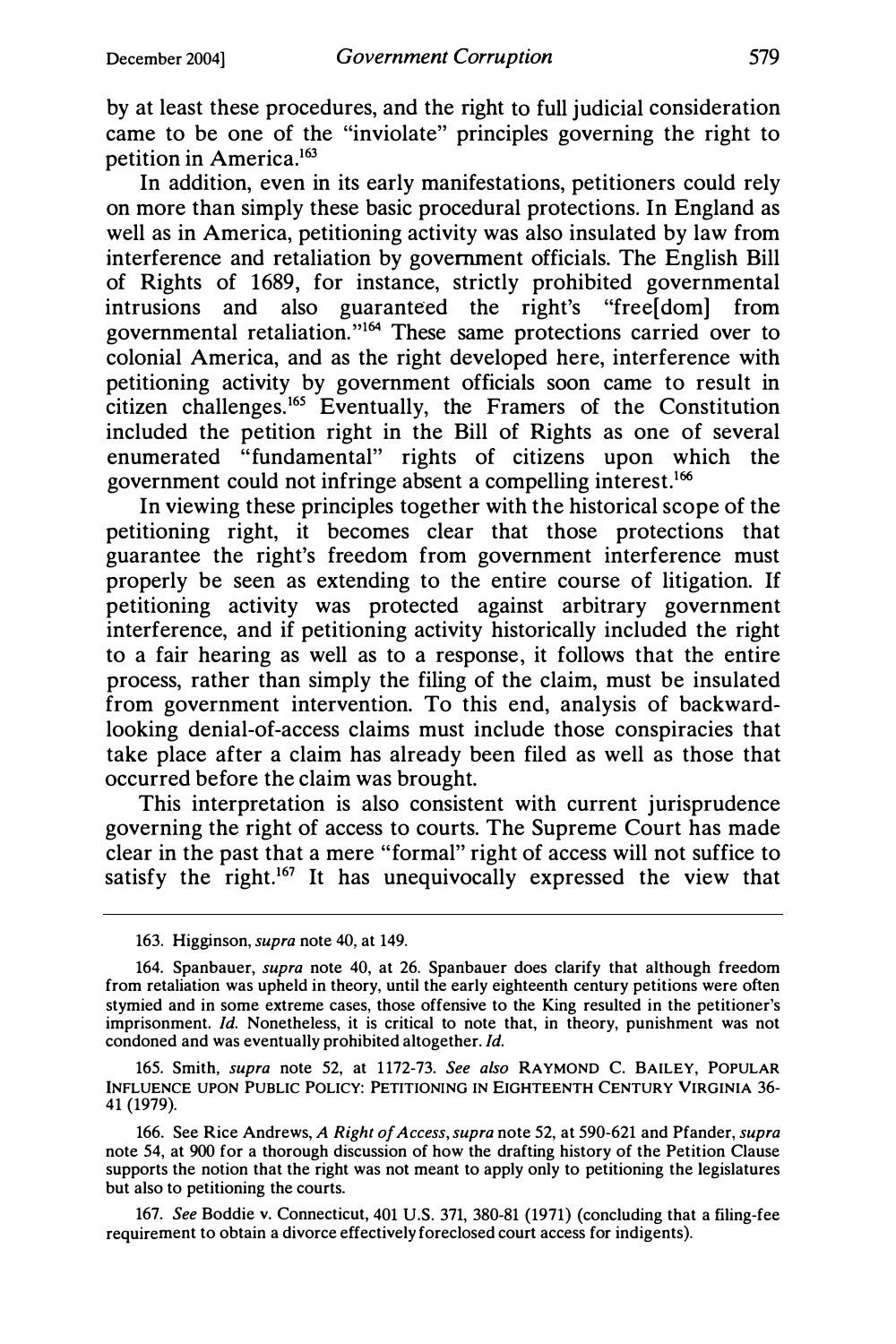by at least these procedures, and the right to full judicial consideration came to be one of the "inviolate" principles governing the right to petition in America.[163]

In addition, even in its early manifestations, petitioners could rely on more than simply these basic procedural protections. In England as well as in America, petitioning activity was also insulated by law from interference and retaliation by government officials. The English Bill of Rights of 1689, for instance, strictly prohibited governmental intrusions and also guaranteed the right's "free[dom] from governmental retaliation."[164] These same protections carried over to colonial America, and as the right developed here, interference with petitioning activity by government officials soon came to result in citizen challenges.[165] Eventually, the Framers of the Constitution included the petition right in the Bill of Rights as one of several enumerated "fundamental" rights of citizens upon which the government could not infringe absent a compelling interest.[166]

In viewing these principles together with the historical scope of the petitioning right, it becomes clear that those protections that guarantee the right's freedom from government interference must properly be seen as extending to the entire course of litigation. If petitioning activity was protected against arbitrary government interference, and if petitioning activity historically included the right to a fair hearing as well as to a response, it follows that the entire process, rather than simply the filing of the claim, must be insulated from government intervention. To this end, analysis of backward-looking denial-of-access claims must include those conspiracies that take place after a claim has already been filed as well as those that occurred before the claim was brought.

This interpretation is also consistent with current jurisprudence governing the right of access to courts. The Supreme Court has made clear in the past that a mere "formal" right of access will not suffice to satisfy the right.[167] It has unequivocally expressed the view that

---

163. Higginson, *supra* note 40, at 149.

164. Spanbauer, *supra* note 40, at 26. Spanbauer does clarify that although freedom from retaliation was upheld in theory, until the early eighteenth century petitions were often stymied and in some extreme cases, those offensive to the King resulted in the petitioner's imprisonment. *Id.* Nonetheless, it is critical to note that, in theory, punishment was not condoned and was eventually prohibited altogether. *Id.*

165. Smith, *supra* note 52, at 1172-73. *See also* RAYMOND C. BAILEY, POPULAR INFLUENCE UPON PUBLIC POLICY: PETITIONING IN EIGHTEENTH CENTURY VIRGINIA 36-41 (1979).

166. See Rice Andrews, *A Right of Access*, *supra* note 52, at 590-621 and Pfander, *supra* note 54, at 900 for a thorough discussion of how the drafting history of the Petition Clause supports the notion that the right was not meant to apply only to petitioning the legislatures but also to petitioning the courts.

167. *See* Boddie v. Connecticut, 401 U.S. 371, 380-81 (1971) (concluding that a filing-fee requirement to obtain a divorce effectively foreclosed court access for indigents).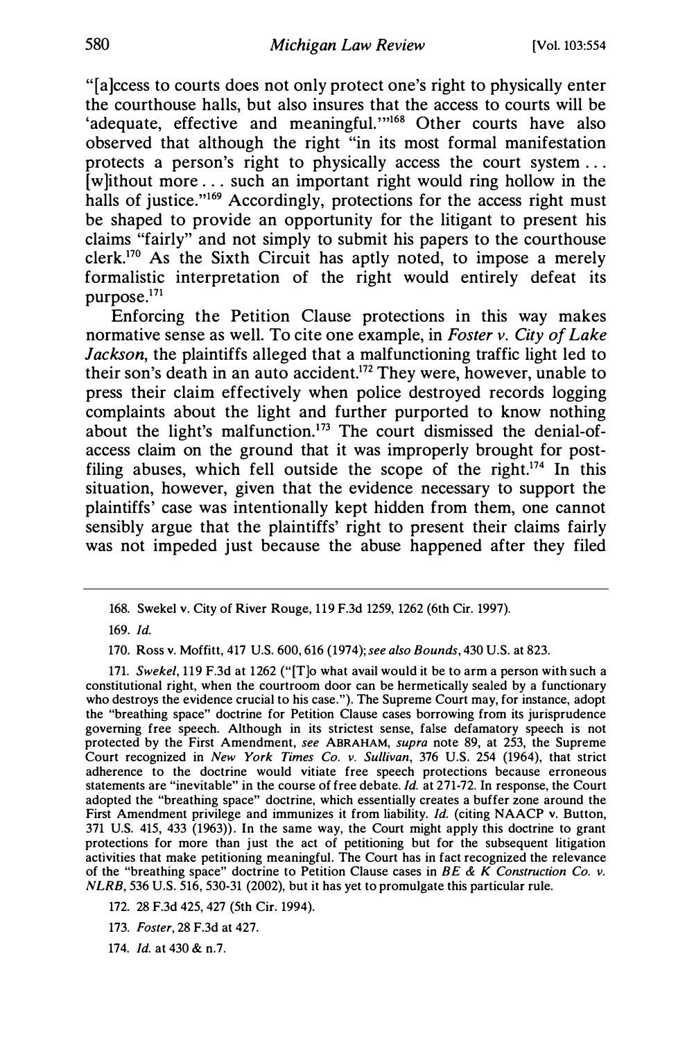"[a]ccess to courts does not only protect one's right to physically enter the courthouse halls, but also insures that the access to courts will be 'adequate, effective and meaningful.'"[168] Other courts have also observed that although the right "in its most formal manifestation protects a person's right to physically access the court system . . . [w]ithout more . . . such an important right would ring hollow in the halls of justice."[169] Accordingly, protections for the access right must be shaped to provide an opportunity for the litigant to present his claims "fairly" and not simply to submit his papers to the courthouse clerk.[170] As the Sixth Circuit has aptly noted, to impose a merely formalistic interpretation of the right would entirely defeat its purpose.[171]

Enforcing the Petition Clause protections in this way makes normative sense as well. To cite one example, in *Foster v. City of Lake Jackson*, the plaintiffs alleged that a malfunctioning traffic light led to their son's death in an auto accident.[172] They were, however, unable to press their claim effectively when police destroyed records logging complaints about the light and further purported to know nothing about the light's malfunction.[173] The court dismissed the denial-of-access claim on the ground that it was improperly brought for post-filing abuses, which fell outside the scope of the right.[174] In this situation, however, given that the evidence necessary to support the plaintiffs' case was intentionally kept hidden from them, one cannot sensibly argue that the plaintiffs' right to present their claims fairly was not impeded just because the abuse happened after they filed

---

168. Swekel v. City of River Rouge, 119 F.3d 1259, 1262 (6th Cir. 1997).

169. *Id.*

170. Ross v. Moffitt, 417 U.S. 600, 616 (1974); *see also Bounds*, 430 U.S. at 823.

171. *Swekel*, 119 F.3d at 1262 ("[T]o what avail would it be to arm a person with such a constitutional right, when the courtroom door can be hermetically sealed by a functionary who destroys the evidence crucial to his case."). The Supreme Court may, for instance, adopt the "breathing space" doctrine for Petition Clause cases borrowing from its jurisprudence governing free speech. Although in its strictest sense, false defamatory speech is not protected by the First Amendment, *see* ABRAHAM, *supra* note 89, at 253, the Supreme Court recognized in *New York Times Co. v. Sullivan*, 376 U.S. 254 (1964), that strict adherence to the doctrine would vitiate free speech protections because erroneous statements are "inevitable" in the course of free debate. *Id.* at 271-72. In response, the Court adopted the "breathing space" doctrine, which essentially creates a buffer zone around the First Amendment privilege and immunizes it from liability. *Id.* (citing NAACP v. Button, 371 U.S. 415, 433 (1963)). In the same way, the Court might apply this doctrine to grant protections for more than just the act of petitioning but for the subsequent litigation activities that make petitioning meaningful. The Court has in fact recognized the relevance of the "breathing space" doctrine to Petition Clause cases in *BE & K Construction Co. v. NLRB*, 536 U.S. 516, 530-31 (2002), but it has yet to promulgate this particular rule.

172. 28 F.3d 425, 427 (5th Cir. 1994).

173. *Foster*, 28 F.3d at 427.

174. *Id.* at 430 & n.7.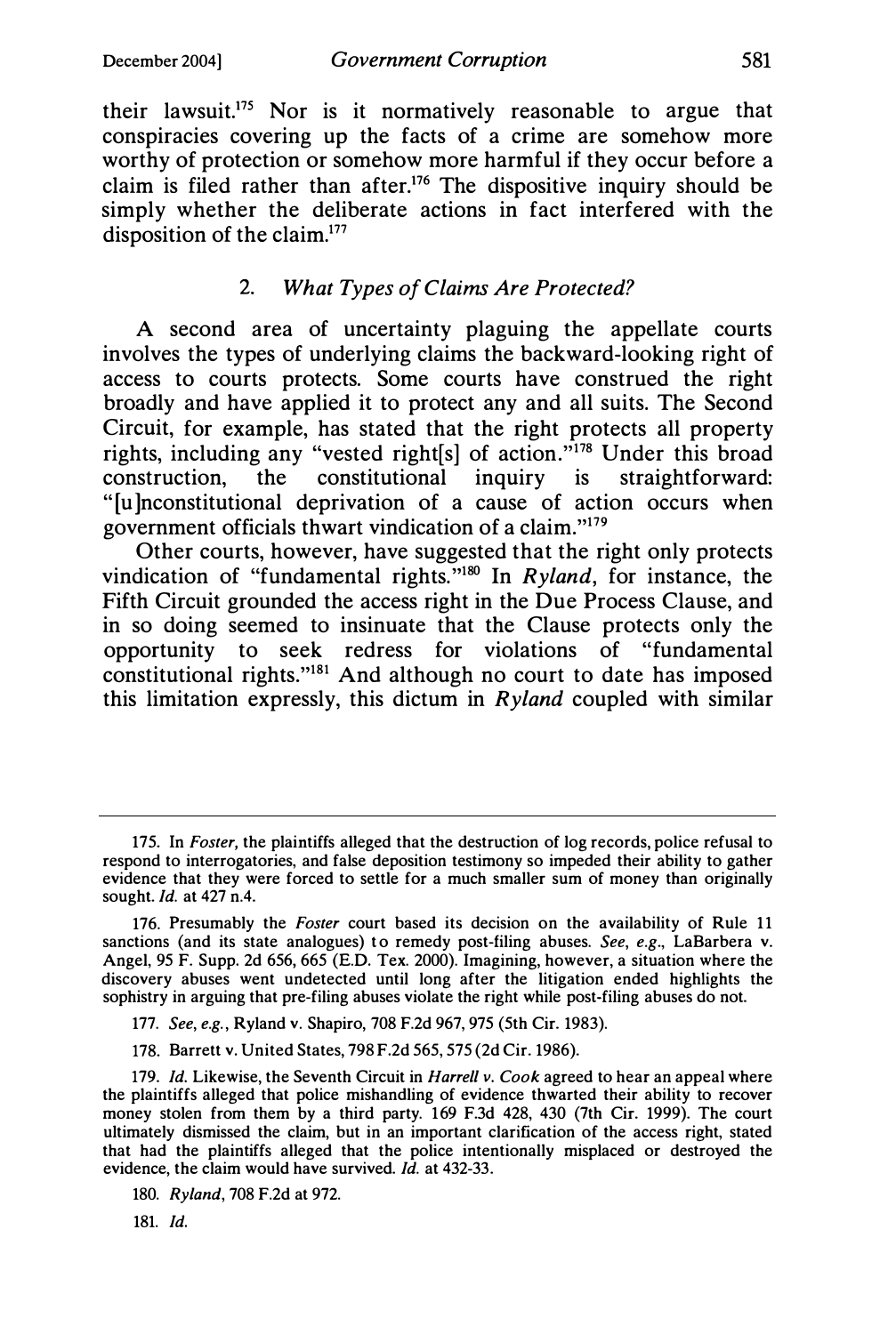their lawsuit.[175] Nor is it normatively reasonable to argue that conspiracies covering up the facts of a crime are somehow more worthy of protection or somehow more harmful if they occur before a claim is filed rather than after.[176] The dispositive inquiry should be simply whether the deliberate actions in fact interfered with the disposition of the claim.[177]

### 2. *What Types of Claims Are Protected?*

A second area of uncertainty plaguing the appellate courts involves the types of underlying claims the backward-looking right of access to courts protects. Some courts have construed the right broadly and have applied it to protect any and all suits. The Second Circuit, for example, has stated that the right protects all property rights, including any "vested right[s] of action."[178] Under this broad construction, the constitutional inquiry is straightforward: "[u]nconstitutional deprivation of a cause of action occurs when government officials thwart vindication of a claim."[179]

Other courts, however, have suggested that the right only protects vindication of "fundamental rights."[180] In *Ryland*, for instance, the Fifth Circuit grounded the access right in the Due Process Clause, and in so doing seemed to insinuate that the Clause protects only the opportunity to seek redress for violations of "fundamental constitutional rights."[181] And although no court to date has imposed this limitation expressly, this dictum in *Ryland* coupled with similar

---

175. In *Foster*, the plaintiffs alleged that the destruction of log records, police refusal to respond to interrogatories, and false deposition testimony so impeded their ability to gather evidence that they were forced to settle for a much smaller sum of money than originally sought. *Id.* at 427 n.4.

176. Presumably the *Foster* court based its decision on the availability of Rule 11 sanctions (and its state analogues) to remedy post-filing abuses. *See, e.g.*, LaBarbera v. Angel, 95 F. Supp. 2d 656, 665 (E.D. Tex. 2000). Imagining, however, a situation where the discovery abuses went undetected until long after the litigation ended highlights the sophistry in arguing that pre-filing abuses violate the right while post-filing abuses do not.

177. *See, e.g.*, Ryland v. Shapiro, 708 F.2d 967, 975 (5th Cir. 1983).

178. Barrett v. United States, 798 F.2d 565, 575 (2d Cir. 1986).

179. *Id.* Likewise, the Seventh Circuit in *Harrell v. Cook* agreed to hear an appeal where the plaintiffs alleged that police mishandling of evidence thwarted their ability to recover money stolen from them by a third party. 169 F.3d 428, 430 (7th Cir. 1999). The court ultimately dismissed the claim, but in an important clarification of the access right, stated that had the plaintiffs alleged that the police intentionally misplaced or destroyed the evidence, the claim would have survived. *Id.* at 432-33.

180. *Ryland*, 708 F.2d at 972.

181. *Id.*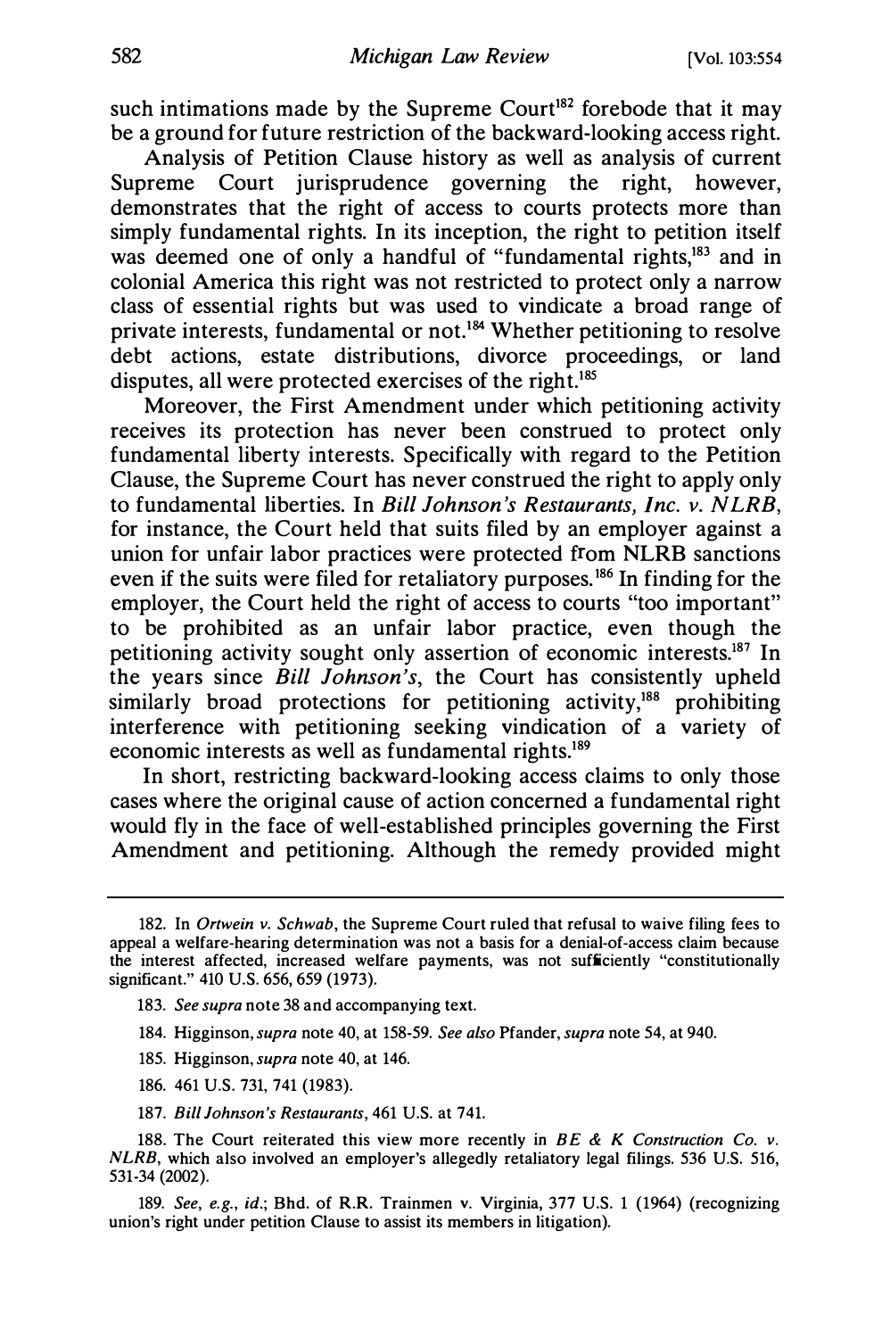such intimations made by the Supreme Court[182] forebode that it may be a ground for future restriction of the backward-looking access right.

Analysis of Petition Clause history as well as analysis of current Supreme Court jurisprudence governing the right, however, demonstrates that the right of access to courts protects more than simply fundamental rights. In its inception, the right to petition itself was deemed one of only a handful of "fundamental rights,[183] and in colonial America this right was not restricted to protect only a narrow class of essential rights but was used to vindicate a broad range of private interests, fundamental or not.[184] Whether petitioning to resolve debt actions, estate distributions, divorce proceedings, or land disputes, all were protected exercises of the right.[185]

Moreover, the First Amendment under which petitioning activity receives its protection has never been construed to protect only fundamental liberty interests. Specifically with regard to the Petition Clause, the Supreme Court has never construed the right to apply only to fundamental liberties. In *Bill Johnson's Restaurants, Inc. v. NLRB*, for instance, the Court held that suits filed by an employer against a union for unfair labor practices were protected from NLRB sanctions even if the suits were filed for retaliatory purposes.[186] In finding for the employer, the Court held the right of access to courts "too important" to be prohibited as an unfair labor practice, even though the petitioning activity sought only assertion of economic interests.[187] In the years since *Bill Johnson's*, the Court has consistently upheld similarly broad protections for petitioning activity,[188] prohibiting interference with petitioning seeking vindication of a variety of economic interests as well as fundamental rights.[189]

In short, restricting backward-looking access claims to only those cases where the original cause of action concerned a fundamental right would fly in the face of well-established principles governing the First Amendment and petitioning. Although the remedy provided might

---

182. In *Ortwein v. Schwab*, the Supreme Court ruled that refusal to waive filing fees to appeal a welfare-hearing determination was not a basis for a denial-of-access claim because the interest affected, increased welfare payments, was not sufficiently "constitutionally significant." 410 U.S. 656, 659 (1973).

183. *See supra* note 38 and accompanying text.

184. Higginson, *supra* note 40, at 158-59. *See also* Pfander, *supra* note 54, at 940.

185. Higginson, *supra* note 40, at 146.

186. 461 U.S. 731, 741 (1983).

187. *Bill Johnson's Restaurants*, 461 U.S. at 741.

188. The Court reiterated this view more recently in *BE & K Construction Co. v. NLRB*, which also involved an employer's allegedly retaliatory legal filings. 536 U.S. 516, 531-34 (2002).

189. *See, e.g., id.*; Bhd. of R.R. Trainmen v. Virginia, 377 U.S. 1 (1964) (recognizing union's right under petition Clause to assist its members in litigation).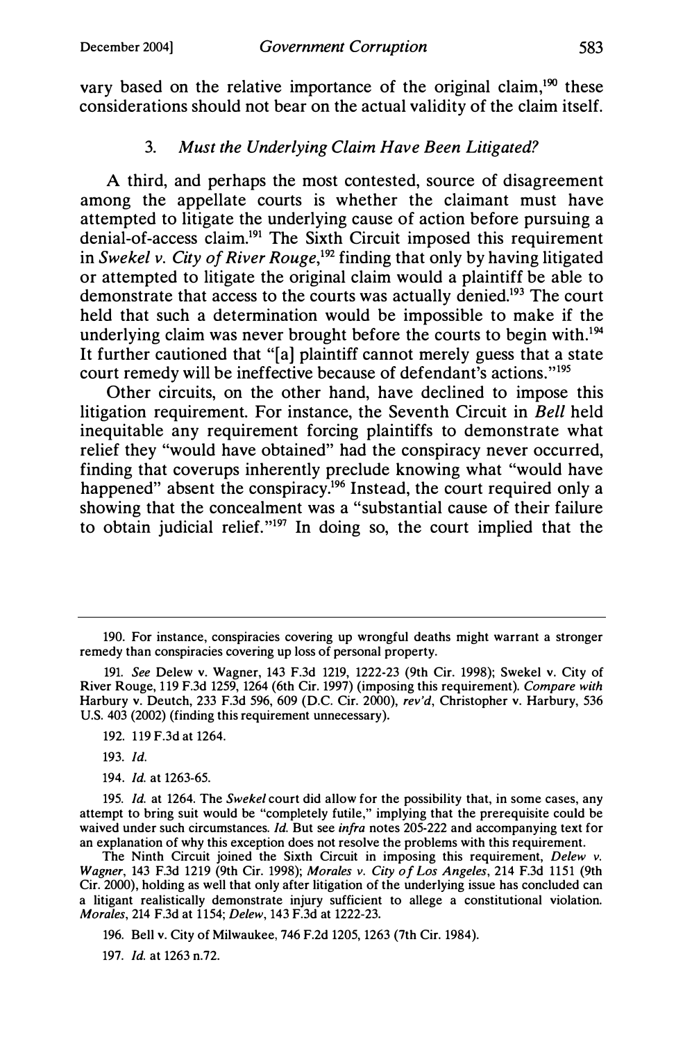vary based on the relative importance of the original claim,[190] these considerations should not bear on the actual validity of the claim itself.

### 3. *Must the Underlying Claim Have Been Litigated?*

A third, and perhaps the most contested, source of disagreement among the appellate courts is whether the claimant must have attempted to litigate the underlying cause of action before pursuing a denial-of-access claim.[191] The Sixth Circuit imposed this requirement in *Swekel v. City of River Rouge*,[192] finding that only by having litigated or attempted to litigate the original claim would a plaintiff be able to demonstrate that access to the courts was actually denied.[193] The court held that such a determination would be impossible to make if the underlying claim was never brought before the courts to begin with.[194] It further cautioned that "[a] plaintiff cannot merely guess that a state court remedy will be ineffective because of defendant's actions."[195]

Other circuits, on the other hand, have declined to impose this litigation requirement. For instance, the Seventh Circuit in *Bell* held inequitable any requirement forcing plaintiffs to demonstrate what relief they "would have obtained" had the conspiracy never occurred, finding that coverups inherently preclude knowing what "would have happened" absent the conspiracy.[196] Instead, the court required only a showing that the concealment was a "substantial cause of their failure to obtain judicial relief."[197] In doing so, the court implied that the

---

190. For instance, conspiracies covering up wrongful deaths might warrant a stronger remedy than conspiracies covering up loss of personal property.

191. *See* Delew v. Wagner, 143 F.3d 1219, 1222-23 (9th Cir. 1998); Swekel v. City of River Rouge, 119 F.3d 1259, 1264 (6th Cir. 1997) (imposing this requirement). *Compare with* Harbury v. Deutch, 233 F.3d 596, 609 (D.C. Cir. 2000), *rev'd*, Christopher v. Harbury, 536 U.S. 403 (2002) (finding this requirement unnecessary).

192. 119 F.3d at 1264.

193. *Id.*

194. *Id.* at 1263-65.

195. *Id.* at 1264. The *Swekel* court did allow for the possibility that, in some cases, any attempt to bring suit would be "completely futile," implying that the prerequisite could be waived under such circumstances. *Id.* But see *infra* notes 205-222 and accompanying text for an explanation of why this exception does not resolve the problems with this requirement.

The Ninth Circuit joined the Sixth Circuit in imposing this requirement, *Delew v. Wagner*, 143 F.3d 1219 (9th Cir. 1998); *Morales v. City of Los Angeles*, 214 F.3d 1151 (9th Cir. 2000), holding as well that only after litigation of the underlying issue has concluded can a litigant realistically demonstrate injury sufficient to allege a constitutional violation. *Morales*, 214 F.3d at 1154; *Delew*, 143 F.3d at 1222-23.

196. Bell v. City of Milwaukee, 746 F.2d 1205, 1263 (7th Cir. 1984).

197. *Id.* at 1263 n.72.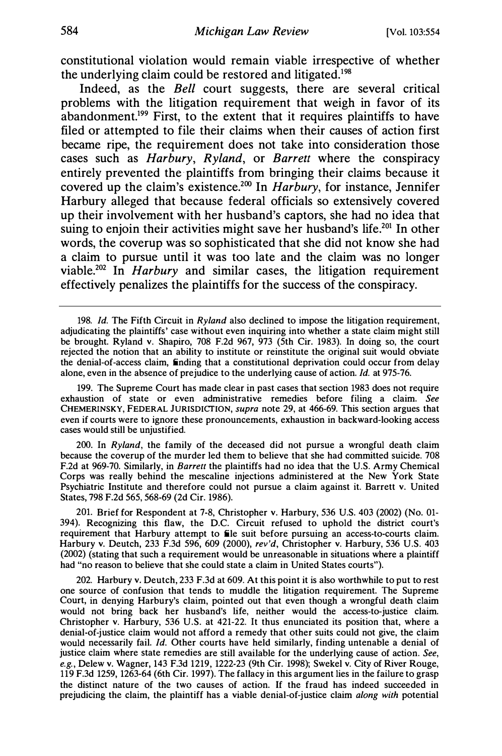constitutional violation would remain viable irrespective of whether the underlying claim could be restored and litigated.[198]

Indeed, as the *Bell* court suggests, there are several critical problems with the litigation requirement that weigh in favor of its abandonment.[199] First, to the extent that it requires plaintiffs to have filed or attempted to file their claims when their causes of action first became ripe, the requirement does not take into consideration those cases such as *Harbury*, *Ryland*, or *Barrett* where the conspiracy entirely prevented the plaintiffs from bringing their claims because it covered up the claim's existence.[200] In *Harbury*, for instance, Jennifer Harbury alleged that because federal officials so extensively covered up their involvement with her husband's captors, she had no idea that suing to enjoin their activities might save her husband's life.[201] In other words, the coverup was so sophisticated that she did not know she had a claim to pursue until it was too late and the claim was no longer viable.[202] In *Harbury* and similar cases, the litigation requirement effectively penalizes the plaintiffs for the success of the conspiracy.

---

198. *Id.* The Fifth Circuit in *Ryland* also declined to impose the litigation requirement, adjudicating the plaintiffs' case without even inquiring into whether a state claim might still be brought. Ryland v. Shapiro, 708 F.2d 967, 973 (5th Cir. 1983). In doing so, the court rejected the notion that an ability to institute or reinstitute the original suit would obviate the denial-of-access claim, finding that a constitutional deprivation could occur from delay alone, even in the absence of prejudice to the underlying cause of action. *Id.* at 975-76.

199. The Supreme Court has made clear in past cases that section 1983 does not require exhaustion of state or even administrative remedies before filing a claim. *See* CHEMERINSKY, FEDERAL JURISDICTION, *supra* note 29, at 466-69. This section argues that even if courts were to ignore these pronouncements, exhaustion in backward-looking access cases would still be unjustified.

200. In *Ryland*, the family of the deceased did not pursue a wrongful death claim because the coverup of the murder led them to believe that she had committed suicide. 708 F.2d at 969-70. Similarly, in *Barrett* the plaintiffs had no idea that the U.S. Army Chemical Corps was really behind the mescaline injections administered at the New York State Psychiatric Institute and therefore could not pursue a claim against it. Barrett v. United States, 798 F.2d 565, 568-69 (2d Cir. 1986).

201. Brief for Respondent at 7-8, Christopher v. Harbury, 536 U.S. 403 (2002) (No. 01-394). Recognizing this flaw, the D.C. Circuit refused to uphold the district court's requirement that Harbury attempt to file suit before pursuing an access-to-courts claim. Harbury v. Deutch, 233 F.3d 596, 609 (2000), *rev'd*, Christopher v. Harbury, 536 U.S. 403 (2002) (stating that such a requirement would be unreasonable in situations where a plaintiff had "no reason to believe that she could state a claim in United States courts").

202. Harbury v. Deutch, 233 F.3d at 609. At this point it is also worthwhile to put to rest one source of confusion that tends to muddle the litigation requirement. The Supreme Court, in denying Harbury's claim, pointed out that even though a wrongful death claim would not bring back her husband's life, neither would the access-to-justice claim. Christopher v. Harbury, 536 U.S. at 421-22. It thus enunciated its position that, where a denial-of-justice claim would not afford a remedy that other suits could not give, the claim would necessarily fail. *Id.* Other courts have held similarly, finding untenable a denial of justice claim where state remedies are still available for the underlying cause of action. *See, e.g.*, Delew v. Wagner, 143 F.3d 1219, 1222-23 (9th Cir. 1998); Swekel v. City of River Rouge, 119 F.3d 1259, 1263-64 (6th Cir. 1997). The fallacy in this argument lies in the failure to grasp the distinct nature of the two causes of action. If the fraud has indeed succeeded in prejudicing the claim, the plaintiff has a viable denial-of-justice claim *along with* potential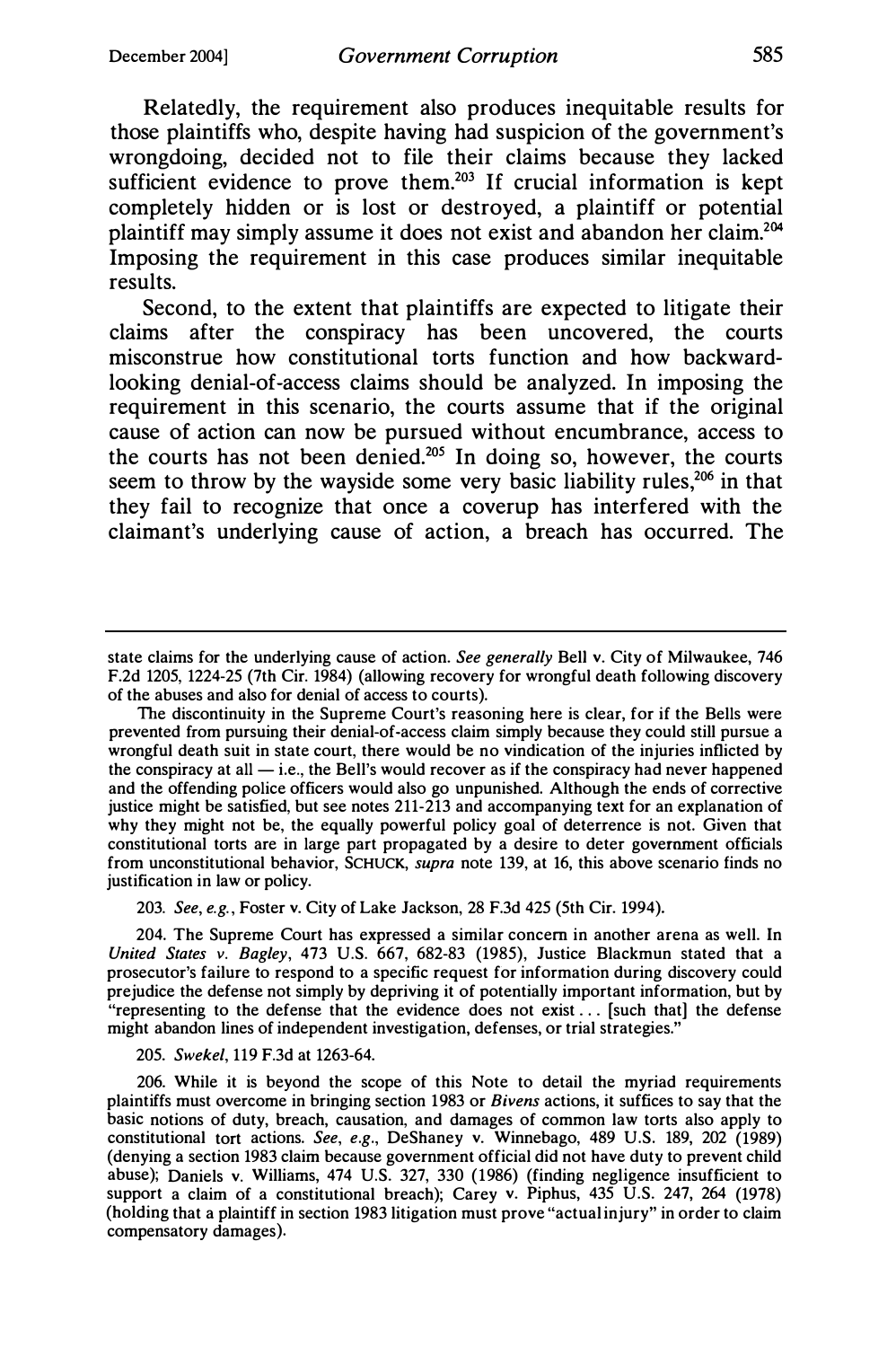Relatedly, the requirement also produces inequitable results for those plaintiffs who, despite having had suspicion of the government's wrongdoing, decided not to file their claims because they lacked sufficient evidence to prove them.[203] If crucial information is kept completely hidden or is lost or destroyed, a plaintiff or potential plaintiff may simply assume it does not exist and abandon her claim.[204] Imposing the requirement in this case produces similar inequitable results.

Second, to the extent that plaintiffs are expected to litigate their claims after the conspiracy has been uncovered, the courts misconstrue how constitutional torts function and how backward-looking denial-of-access claims should be analyzed. In imposing the requirement in this scenario, the courts assume that if the original cause of action can now be pursued without encumbrance, access to the courts has not been denied.[205] In doing so, however, the courts seem to throw by the wayside some very basic liability rules,[206] in that they fail to recognize that once a coverup has interfered with the claimant's underlying cause of action, a breach has occurred. The

---

state claims for the underlying cause of action. *See generally* Bell v. City of Milwaukee, 746 F.2d 1205, 1224-25 (7th Cir. 1984) (allowing recovery for wrongful death following discovery of the abuses and also for denial of access to courts).

The discontinuity in the Supreme Court's reasoning here is clear, for if the Bells were prevented from pursuing their denial-of-access claim simply because they could still pursue a wrongful death suit in state court, there would be no vindication of the injuries inflicted by the conspiracy at all — i.e., the Bell's would recover as if the conspiracy had never happened and the offending police officers would also go unpunished. Although the ends of corrective justice might be satisfied, but see notes 211-213 and accompanying text for an explanation of why they might not be, the equally powerful policy goal of deterrence is not. Given that constitutional torts are in large part propagated by a desire to deter government officials from unconstitutional behavior, SCHUCK, *supra* note 139, at 16, this above scenario finds no justification in law or policy.

203. *See, e.g.*, Foster v. City of Lake Jackson, 28 F.3d 425 (5th Cir. 1994).

204. The Supreme Court has expressed a similar concern in another arena as well. In *United States v. Bagley*, 473 U.S. 667, 682-83 (1985), Justice Blackmun stated that a prosecutor's failure to respond to a specific request for information during discovery could prejudice the defense not simply by depriving it of potentially important information, but by "representing to the defense that the evidence does not exist . . . [such that] the defense might abandon lines of independent investigation, defenses, or trial strategies."

205. *Swekel*, 119 F.3d at 1263-64.

206. While it is beyond the scope of this Note to detail the myriad requirements plaintiffs must overcome in bringing section 1983 or *Bivens* actions, it suffices to say that the basic notions of duty, breach, causation, and damages of common law torts also apply to constitutional tort actions. *See, e.g.*, DeShaney v. Winnebago, 489 U.S. 189, 202 (1989) (denying a section 1983 claim because government official did not have duty to prevent child abuse); Daniels v. Williams, 474 U.S. 327, 330 (1986) (finding negligence insufficient to support a claim of a constitutional breach); Carey v. Piphus, 435 U.S. 247, 264 (1978) (holding that a plaintiff in section 1983 litigation must prove "actual injury" in order to claim compensatory damages).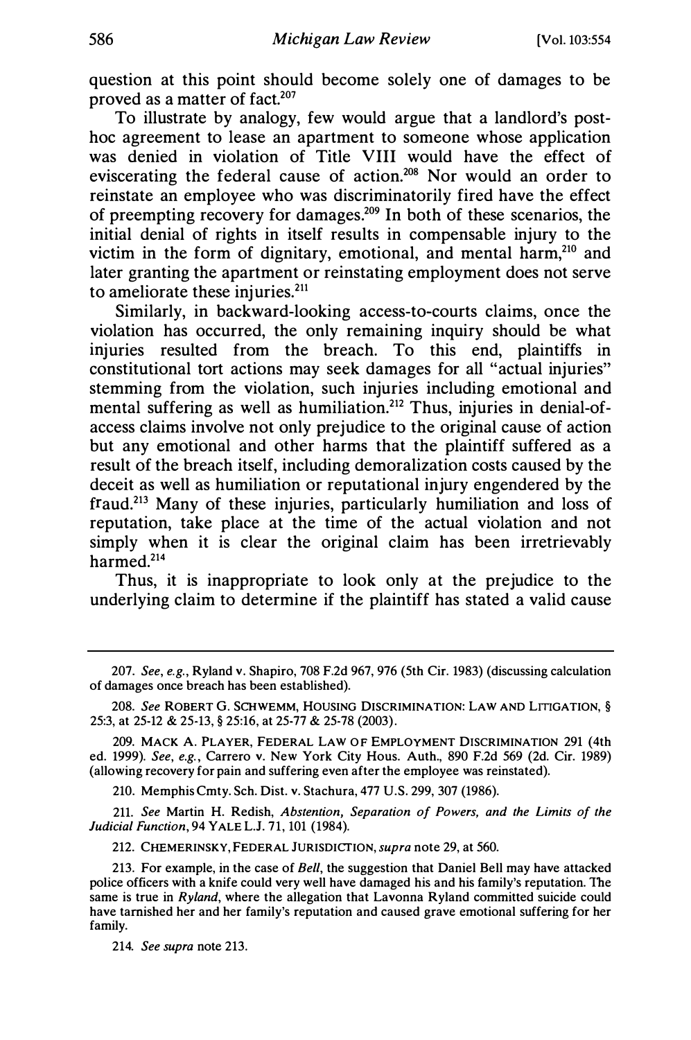question at this point should become solely one of damages to be proved as a matter of fact.[207]

To illustrate by analogy, few would argue that a landlord's post-hoc agreement to lease an apartment to someone whose application was denied in violation of Title VIII would have the effect of eviscerating the federal cause of action.[208] Nor would an order to reinstate an employee who was discriminatorily fired have the effect of preempting recovery for damages.[209] In both of these scenarios, the initial denial of rights in itself results in compensable injury to the victim in the form of dignitary, emotional, and mental harm,[210] and later granting the apartment or reinstating employment does not serve to ameliorate these injuries.[211]

Similarly, in backward-looking access-to-courts claims, once the violation has occurred, the only remaining inquiry should be what injuries resulted from the breach. To this end, plaintiffs in constitutional tort actions may seek damages for all "actual injuries" stemming from the violation, such injuries including emotional and mental suffering as well as humiliation.[212] Thus, injuries in denial-of-access claims involve not only prejudice to the original cause of action but any emotional and other harms that the plaintiff suffered as a result of the breach itself, including demoralization costs caused by the deceit as well as humiliation or reputational injury engendered by the fraud.[213] Many of these injuries, particularly humiliation and loss of reputation, take place at the time of the actual violation and not simply when it is clear the original claim has been irretrievably harmed.[214]

Thus, it is inappropriate to look only at the prejudice to the underlying claim to determine if the plaintiff has stated a valid cause

---

207. *See, e.g.*, Ryland v. Shapiro, 708 F.2d 967, 976 (5th Cir. 1983) (discussing calculation of damages once breach has been established).

208. *See* ROBERT G. SCHWEMM, HOUSING DISCRIMINATION: LAW AND LITIGATION, § 25:3, at 25-12 & 25-13, § 25:16, at 25-77 & 25-78 (2003).

209. MACK A. PLAYER, FEDERAL LAW OF EMPLOYMENT DISCRIMINATION 291 (4th ed. 1999). *See, e.g.*, Carrero v. New York City Hous. Auth., 890 F.2d 569 (2d. Cir. 1989) (allowing recovery for pain and suffering even after the employee was reinstated).

210. Memphis Cmty. Sch. Dist. v. Stachura, 477 U.S. 299, 307 (1986).

211. *See* Martin H. Redish, *Abstention, Separation of Powers, and the Limits of the Judicial Function*, 94 YALE L.J. 71, 101 (1984).

212. CHEMERINSKY, FEDERAL JURISDICTION, *supra* note 29, at 560.

213. For example, in the case of *Bell*, the suggestion that Daniel Bell may have attacked police officers with a knife could very well have damaged his and his family's reputation. The same is true in *Ryland*, where the allegation that Lavonna Ryland committed suicide could have tarnished her and her family's reputation and caused grave emotional suffering for her family.

214. *See supra* note 213.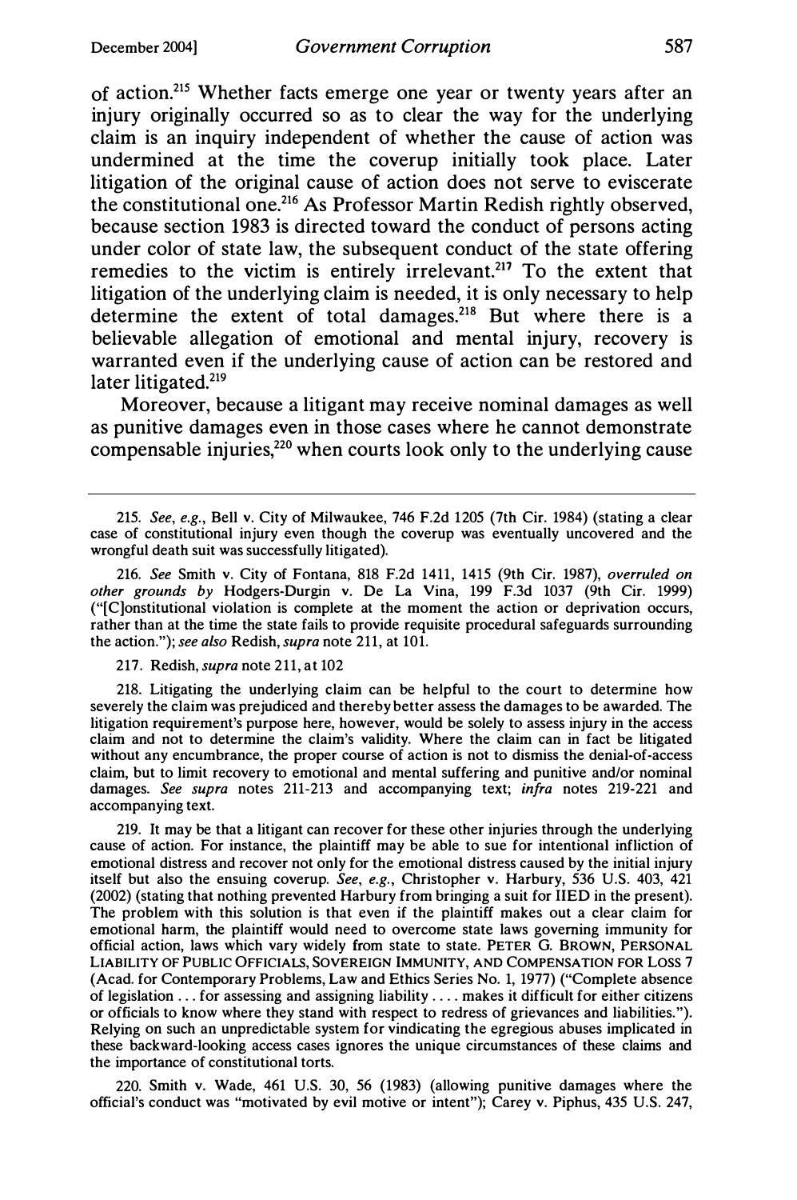of action.[215] Whether facts emerge one year or twenty years after an injury originally occurred so as to clear the way for the underlying claim is an inquiry independent of whether the cause of action was undermined at the time the coverup initially took place. Later litigation of the original cause of action does not serve to eviscerate the constitutional one.[216] As Professor Martin Redish rightly observed, because section 1983 is directed toward the conduct of persons acting under color of state law, the subsequent conduct of the state offering remedies to the victim is entirely irrelevant.[217] To the extent that litigation of the underlying claim is needed, it is only necessary to help determine the extent of total damages.[218] But where there is a believable allegation of emotional and mental injury, recovery is warranted even if the underlying cause of action can be restored and later litigated.[219]

Moreover, because a litigant may receive nominal damages as well as punitive damages even in those cases where he cannot demonstrate compensable injuries,[220] when courts look only to the underlying cause

---

215. *See, e.g.*, Bell v. City of Milwaukee, 746 F.2d 1205 (7th Cir. 1984) (stating a clear case of constitutional injury even though the coverup was eventually uncovered and the wrongful death suit was successfully litigated).

216. *See* Smith v. City of Fontana, 818 F.2d 1411, 1415 (9th Cir. 1987), *overruled on other grounds by* Hodgers-Durgin v. De La Vina, 199 F.3d 1037 (9th Cir. 1999) ("[C]onstitutional violation is complete at the moment the action or deprivation occurs, rather than at the time the state fails to provide requisite procedural safeguards surrounding the action."); *see also* Redish, *supra* note 211, at 101.

217. Redish, *supra* note 211, at 102

218. Litigating the underlying claim can be helpful to the court to determine how severely the claim was prejudiced and thereby better assess the damages to be awarded. The litigation requirement's purpose here, however, would be solely to assess injury in the access claim and not to determine the claim's validity. Where the claim can in fact be litigated without any encumbrance, the proper course of action is not to dismiss the denial-of-access claim, but to limit recovery to emotional and mental suffering and punitive and/or nominal damages. *See supra* notes 211-213 and accompanying text; *infra* notes 219-221 and accompanying text.

219. It may be that a litigant can recover for these other injuries through the underlying cause of action. For instance, the plaintiff may be able to sue for intentional infliction of emotional distress and recover not only for the emotional distress caused by the initial injury itself but also the ensuing coverup. *See, e.g.*, Christopher v. Harbury, 536 U.S. 403, 421 (2002) (stating that nothing prevented Harbury from bringing a suit for IIED in the present). The problem with this solution is that even if the plaintiff makes out a clear claim for emotional harm, the plaintiff would need to overcome state laws governing immunity for official action, laws which vary widely from state to state. PETER G. BROWN, PERSONAL LIABILITY OF PUBLIC OFFICIALS, SOVEREIGN IMMUNITY, AND COMPENSATION FOR LOSS 7 (Acad. for Contemporary Problems, Law and Ethics Series No. 1, 1977) ("Complete absence of legislation . . . for assessing and assigning liability . . . . makes it difficult for either citizens or officials to know where they stand with respect to redress of grievances and liabilities."). Relying on such an unpredictable system for vindicating the egregious abuses implicated in these backward-looking access cases ignores the unique circumstances of these claims and the importance of constitutional torts.

220. Smith v. Wade, 461 U.S. 30, 56 (1983) (allowing punitive damages where the official's conduct was "motivated by evil motive or intent"); Carey v. Piphus, 435 U.S. 247,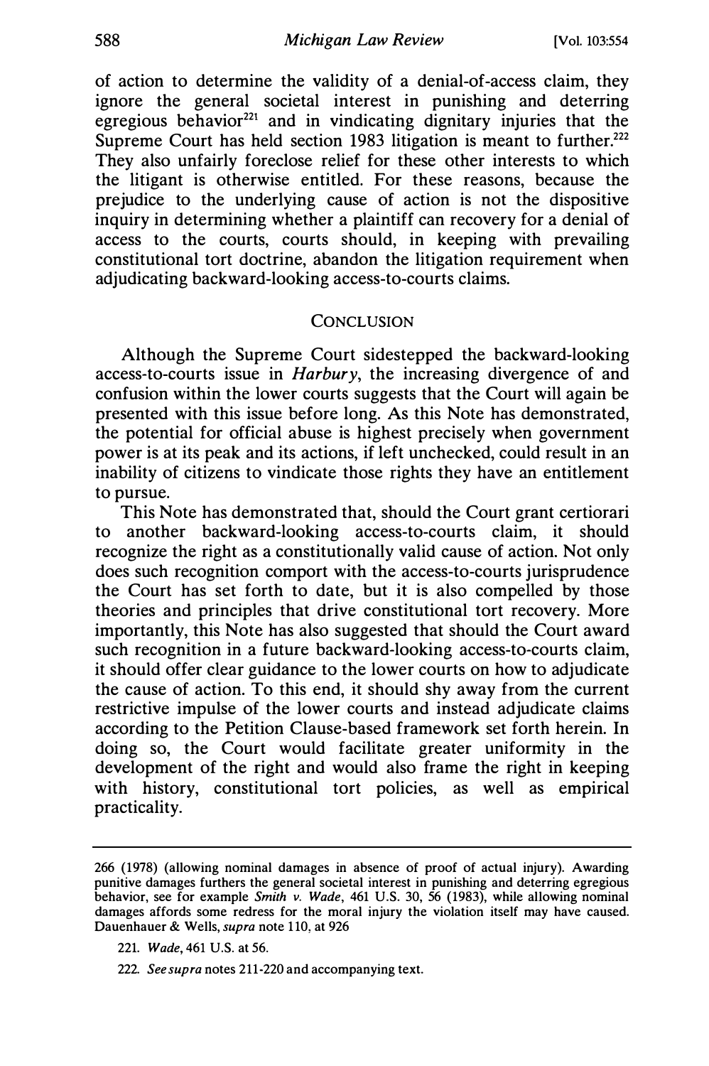of action to determine the validity of a denial-of-access claim, they ignore the general societal interest in punishing and deterring egregious behavior[221] and in vindicating dignitary injuries that the Supreme Court has held section 1983 litigation is meant to further.[222] They also unfairly foreclose relief for these other interests to which the litigant is otherwise entitled. For these reasons, because the prejudice to the underlying cause of action is not the dispositive inquiry in determining whether a plaintiff can recovery for a denial of access to the courts, courts should, in keeping with prevailing constitutional tort doctrine, abandon the litigation requirement when adjudicating backward-looking access-to-courts claims.

## CONCLUSION

Although the Supreme Court sidestepped the backward-looking access-to-courts issue in *Harbury*, the increasing divergence of and confusion within the lower courts suggests that the Court will again be presented with this issue before long. As this Note has demonstrated, the potential for official abuse is highest precisely when government power is at its peak and its actions, if left unchecked, could result in an inability of citizens to vindicate those rights they have an entitlement to pursue.

This Note has demonstrated that, should the Court grant certiorari to another backward-looking access-to-courts claim, it should recognize the right as a constitutionally valid cause of action. Not only does such recognition comport with the access-to-courts jurisprudence the Court has set forth to date, but it is also compelled by those theories and principles that drive constitutional tort recovery. More importantly, this Note has also suggested that should the Court award such recognition in a future backward-looking access-to-courts claim, it should offer clear guidance to the lower courts on how to adjudicate the cause of action. To this end, it should shy away from the current restrictive impulse of the lower courts and instead adjudicate claims according to the Petition Clause-based framework set forth herein. In doing so, the Court would facilitate greater uniformity in the development of the right and would also frame the right in keeping with history, constitutional tort policies, as well as empirical practicality.

---

266 (1978) (allowing nominal damages in absence of proof of actual injury). Awarding punitive damages furthers the general societal interest in punishing and deterring egregious behavior, see for example *Smith v. Wade*, 461 U.S. 30, 56 (1983), while allowing nominal damages affords some redress for the moral injury the violation itself may have caused. Dauenhauer & Wells, *supra* note 110, at 926

221. *Wade*, 461 U.S. at 56.

222. *See supra* notes 211-220 and accompanying text.